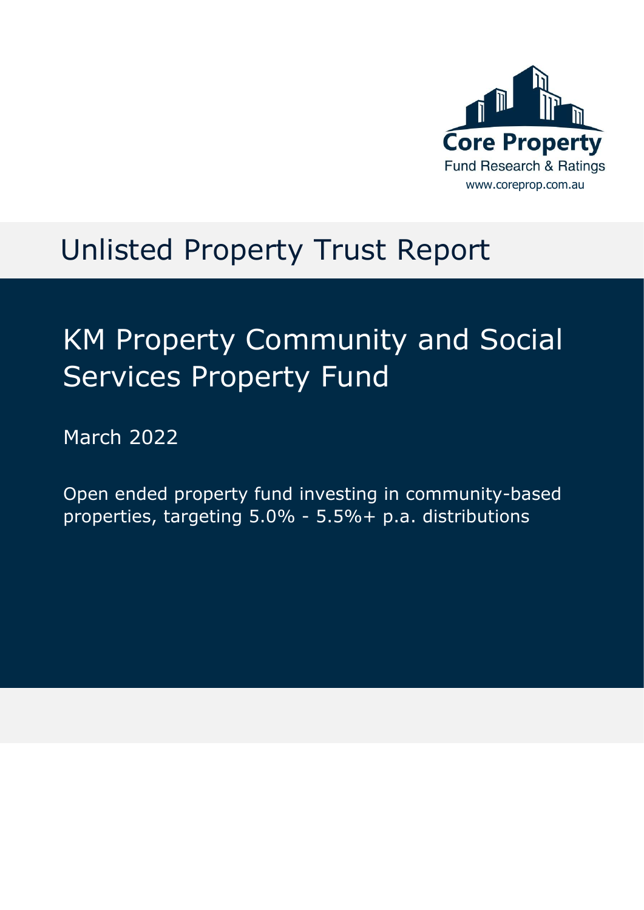Core Property

Fund Research & Ratings

www.coreprop.com.au

# Unlisted Property Trust Report

## KM Property Community and Social Services Property Fund

March 2022

Open ended property fund investing in community-based properties, targeting 5.0% - 5.5%+ p.a. distributions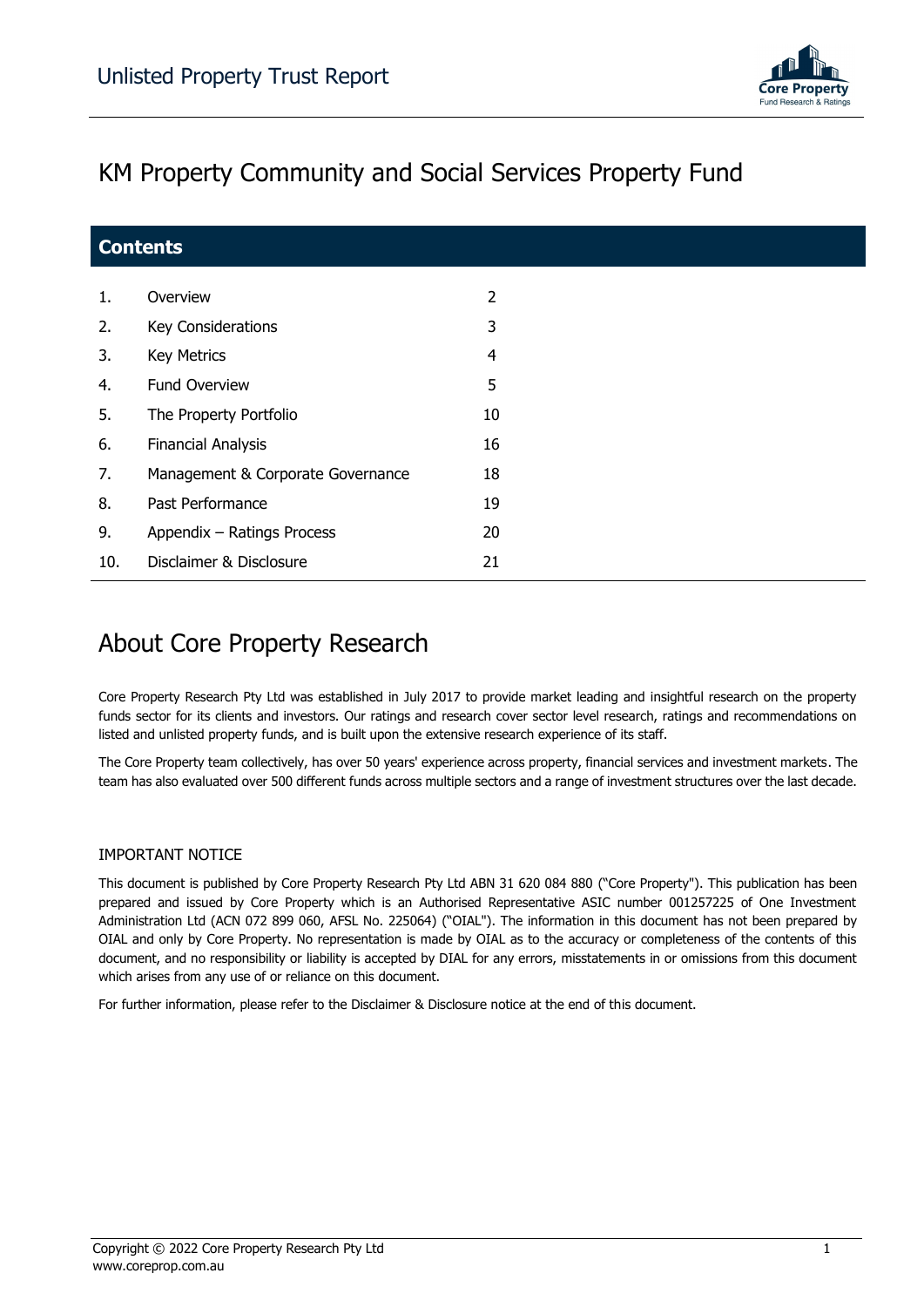Unlisted Property Trust Report

# KM Property Community and Social Services Property Fund

## Contents

| | | |
|---|---|---|
| 1. | Overview | 2 |
| 2. | Key Considerations | 3 |
| 3. | Key Metrics | 4 |
| 4. | Fund Overview | 5 |
| 5. | The Property Portfolio | 10 |
| 6. | Financial Analysis | 16 |
| 7. | Management & Corporate Governance | 18 |
| 8. | Past Performance | 19 |
| 9. | Appendix – Ratings Process | 20 |
| 10. | Disclaimer & Disclosure | 21 |

# About Core Property Research

Core Property Research Pty Ltd was established in July 2017 to provide market leading and insightful research on the property funds sector for its clients and investors. Our ratings and research cover sector level research, ratings and recommendations on listed and unlisted property funds, and is built upon the extensive research experience of its staff.

The Core Property team collectively, has over 50 years' experience across property, financial services and investment markets. The team has also evaluated over 500 different funds across multiple sectors and a range of investment structures over the last decade.

### IMPORTANT NOTICE

This document is published by Core Property Research Pty Ltd ABN 31 620 084 880 ("Core Property"). This publication has been prepared and issued by Core Property which is an Authorised Representative ASIC number 001257225 of One Investment Administration Ltd (ACN 072 899 060, AFSL No. 225064) ("OIAL"). The information in this document has not been prepared by OIAL and only by Core Property. No representation is made by OIAL as to the accuracy or completeness of the contents of this document, and no responsibility or liability is accepted by DIAL for any errors, misstatements in or omissions from this document which arises from any use of or reliance on this document.

For further information, please refer to the Disclaimer & Disclosure notice at the end of this document.

Copyright © 2022 Core Property Research Pty Ltd
www.coreprop.com.au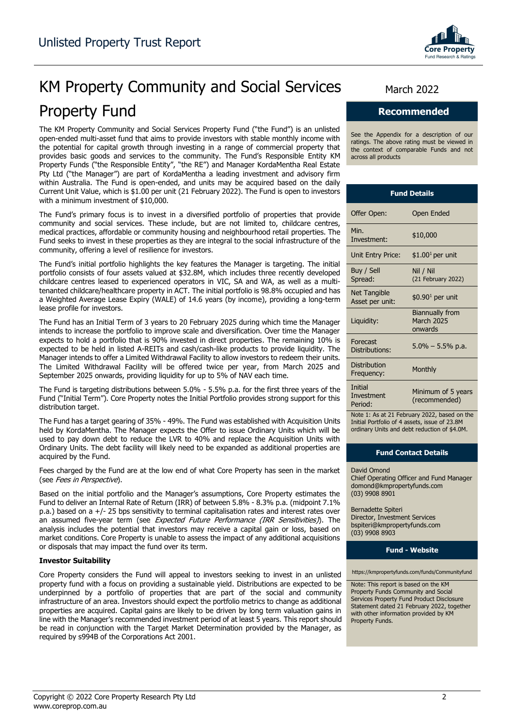# KM Property Community and Social Services Property Fund

March 2022

**Recommended**

See the Appendix for a description of our ratings. The above rating must be viewed in the context of comparable Funds and not across all products

The KM Property Community and Social Services Property Fund ("the Fund") is an unlisted open-ended multi-asset fund that aims to provide investors with stable monthly income with the potential for capital growth through investing in a range of commercial property that provides basic goods and services to the community. The Fund's Responsible Entity KM Property Funds ("the Responsible Entity", "the RE") and Manager KordaMentha Real Estate Pty Ltd ("the Manager") are part of KordaMentha a leading investment and advisory firm within Australia. The Fund is open-ended, and units may be acquired based on the daily Current Unit Value, which is $1.00 per unit (21 February 2022). The Fund is open to investors with a minimum investment of $10,000.

The Fund's primary focus is to invest in a diversified portfolio of properties that provide community and social services. These include, but are not limited to, childcare centres, medical practices, affordable or community housing and neighbourhood retail properties. The Fund seeks to invest in these properties as they are integral to the social infrastructure of the community, offering a level of resilience for investors.

The Fund's initial portfolio highlights the key features the Manager is targeting. The initial portfolio consists of four assets valued at $32.8M, which includes three recently developed childcare centres leased to experienced operators in VIC, SA and WA, as well as a multi-tenanted childcare/healthcare property in ACT. The initial portfolio is 98.8% occupied and has a Weighted Average Lease Expiry (WALE) of 14.6 years (by income), providing a long-term lease profile for investors.

The Fund has an Initial Term of 3 years to 20 February 2025 during which time the Manager intends to increase the portfolio to improve scale and diversification. Over time the Manager expects to hold a portfolio that is 90% invested in direct properties. The remaining 10% is expected to be held in listed A-REITs and cash/cash-like products to provide liquidity. The Manager intends to offer a Limited Withdrawal Facility to allow investors to redeem their units. The Limited Withdrawal Facility will be offered twice per year, from March 2025 and September 2025 onwards, providing liquidity for up to 5% of NAV each time.

The Fund is targeting distributions between 5.0% - 5.5% p.a. for the first three years of the Fund ("Initial Term"). Core Property notes the Initial Portfolio provides strong support for this distribution target.

The Fund has a target gearing of 35% - 49%. The Fund was established with Acquisition Units held by KordaMentha. The Manager expects the Offer to issue Ordinary Units which will be used to pay down debt to reduce the LVR to 40% and replace the Acquisition Units with Ordinary Units. The debt facility will likely need to be expanded as additional properties are acquired by the Fund.

Fees charged by the Fund are at the low end of what Core Property has seen in the market (see *Fees in Perspective*).

Based on the initial portfolio and the Manager's assumptions, Core Property estimates the Fund to deliver an Internal Rate of Return (IRR) of between 5.8% - 8.3% p.a. (midpoint 7.1% p.a.) based on a +/- 25 bps sensitivity to terminal capitalisation rates and interest rates over an assumed five-year term (see *Expected Future Performance (IRR Sensitivities)*). The analysis includes the potential that investors may receive a capital gain or loss, based on market conditions. Core Property is unable to assess the impact of any additional acquisitions or disposals that may impact the fund over its term.

**Investor Suitability**

Core Property considers the Fund will appeal to investors seeking to invest in an unlisted property fund with a focus on providing a sustainable yield. Distributions are expected to be underpinned by a portfolio of properties that are part of the social and community infrastructure of an area. Investors should expect the portfolio metrics to change as additional properties are acquired. Capital gains are likely to be driven by long term valuation gains in line with the Manager's recommended investment period of at least 5 years. This report should be read in conjunction with the Target Market Determination provided by the Manager, as required by s994B of the Corporations Act 2001.

**Fund Details**

| | |
|---|---|
| Offer Open: | Open Ended |
| Min. Investment: | $10,000 |
| Unit Entry Price: | $1.00[1] per unit |
| Buy / Sell Spread: | Nil / Nil (21 February 2022) |
| Net Tangible Asset per unit: | $0.90[1] per unit |
| Liquidity: | Biannually from March 2025 onwards |
| Forecast Distributions: | 5.0% – 5.5% p.a. |
| Distribution Frequency: | Monthly |
| Initial Investment Period: | Minimum of 5 years (recommended) |

Note 1: As at 21 February 2022, based on the Initial Portfolio of 4 assets, issue of 23.8M ordinary Units and debt reduction of $4.0M.

**Fund Contact Details**

David Omond
Chief Operating Officer and Fund Manager
domond@kmpropertyfunds.com
(03) 9908 8901

Bernadette Spiteri
Director, Investment Services
bspiteri@kmpropertyfunds.com
(03) 9908 8903

**Fund - Website**

https://kmpropertyfunds.com/funds/Communityfund

Note: This report is based on the KM Property Funds Community and Social Services Property Fund Product Disclosure Statement dated 21 February 2022, together with other information provided by KM Property Funds.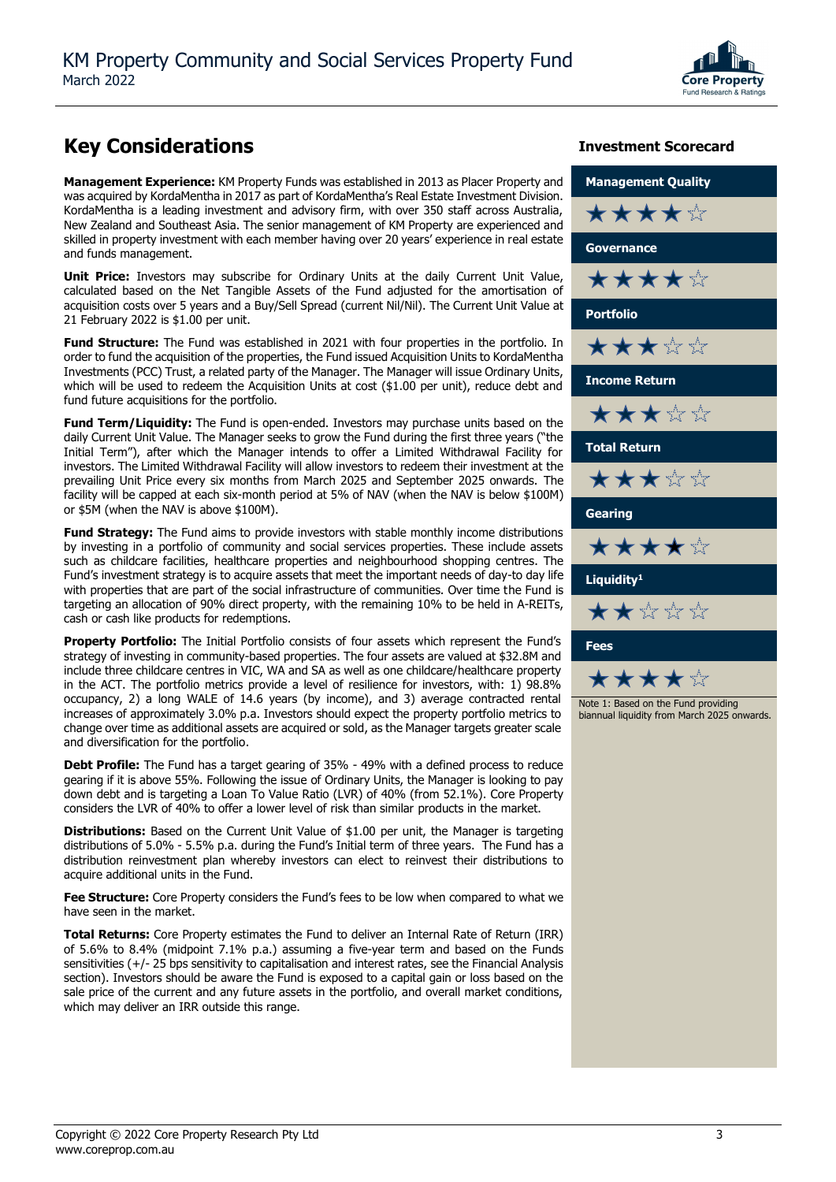## Key Considerations

**Management Experience:** KM Property Funds was established in 2013 as Placer Property and was acquired by KordaMentha in 2017 as part of KordaMentha's Real Estate Investment Division. KordaMentha is a leading investment and advisory firm, with over 350 staff across Australia, New Zealand and Southeast Asia. The senior management of KM Property are experienced and skilled in property investment with each member having over 20 years' experience in real estate and funds management.

**Unit Price:** Investors may subscribe for Ordinary Units at the daily Current Unit Value, calculated based on the Net Tangible Assets of the Fund adjusted for the amortisation of acquisition costs over 5 years and a Buy/Sell Spread (current Nil/Nil). The Current Unit Value at 21 February 2022 is $1.00 per unit.

**Fund Structure:** The Fund was established in 2021 with four properties in the portfolio. In order to fund the acquisition of the properties, the Fund issued Acquisition Units to KordaMentha Investments (PCC) Trust, a related party of the Manager. The Manager will issue Ordinary Units, which will be used to redeem the Acquisition Units at cost ($1.00 per unit), reduce debt and fund future acquisitions for the portfolio.

**Fund Term/Liquidity:** The Fund is open-ended. Investors may purchase units based on the daily Current Unit Value. The Manager seeks to grow the Fund during the first three years ("the Initial Term"), after which the Manager intends to offer a Limited Withdrawal Facility for investors. The Limited Withdrawal Facility will allow investors to redeem their investment at the prevailing Unit Price every six months from March 2025 and September 2025 onwards. The facility will be capped at each six-month period at 5% of NAV (when the NAV is below $100M) or $5M (when the NAV is above $100M).

**Fund Strategy:** The Fund aims to provide investors with stable monthly income distributions by investing in a portfolio of community and social services properties. These include assets such as childcare facilities, healthcare properties and neighbourhood shopping centres. The Fund's investment strategy is to acquire assets that meet the important needs of day-to day life with properties that are part of the social infrastructure of communities. Over time the Fund is targeting an allocation of 90% direct property, with the remaining 10% to be held in A-REITs, cash or cash like products for redemptions.

**Property Portfolio:** The Initial Portfolio consists of four assets which represent the Fund's strategy of investing in community-based properties. The four assets are valued at $32.8M and include three childcare centres in VIC, WA and SA as well as one childcare/healthcare property in the ACT. The portfolio metrics provide a level of resilience for investors, with: 1) 98.8% occupancy, 2) a long WALE of 14.6 years (by income), and 3) average contracted rental increases of approximately 3.0% p.a. Investors should expect the property portfolio metrics to change over time as additional assets are acquired or sold, as the Manager targets greater scale and diversification for the portfolio.

**Debt Profile:** The Fund has a target gearing of 35% - 49% with a defined process to reduce gearing if it is above 55%. Following the issue of Ordinary Units, the Manager is looking to pay down debt and is targeting a Loan To Value Ratio (LVR) of 40% (from 52.1%). Core Property considers the LVR of 40% to offer a lower level of risk than similar products in the market.

**Distributions:** Based on the Current Unit Value of $1.00 per unit, the Manager is targeting distributions of 5.0% - 5.5% p.a. during the Fund's Initial term of three years. The Fund has a distribution reinvestment plan whereby investors can elect to reinvest their distributions to acquire additional units in the Fund.

**Fee Structure:** Core Property considers the Fund's fees to be low when compared to what we have seen in the market.

**Total Returns:** Core Property estimates the Fund to deliver an Internal Rate of Return (IRR) of 5.6% to 8.4% (midpoint 7.1% p.a.) assuming a five-year term and based on the Funds sensitivities (+/- 25 bps sensitivity to capitalisation and interest rates, see the Financial Analysis section). Investors should be aware the Fund is exposed to a capital gain or loss based on the sale price of the current and any future assets in the portfolio, and overall market conditions, which may deliver an IRR outside this range.

### Investment Scorecard

| Category | Rating |
|---|---|
| Management Quality | ★★★★☆ |
| Governance | ★★★★☆ |
| Portfolio | ★★★☆☆ |
| Income Return | ★★★☆☆ |
| Total Return | ★★★☆☆ |
| Gearing | ★★★★☆ |
| Liquidity[1] | ★★☆☆☆ |
| Fees | ★★★★☆ |

Note 1: Based on the Fund providing biannual liquidity from March 2025 onwards.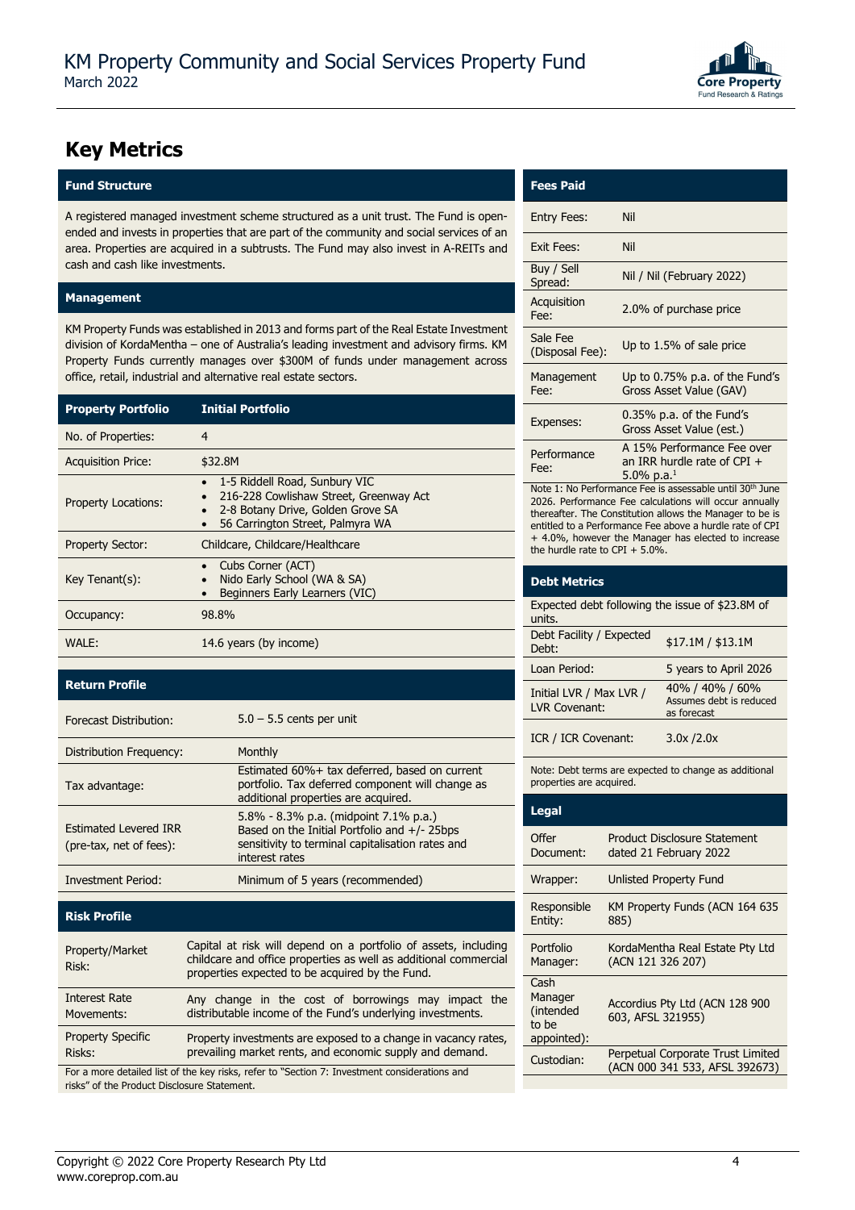## Key Metrics

### Fund Structure

A registered managed investment scheme structured as a unit trust. The Fund is open-ended and invests in properties that are part of the community and social services of an area. Properties are acquired in a subtrusts. The Fund may also invest in A-REITs and cash and cash like investments.

### Management

KM Property Funds was established in 2013 and forms part of the Real Estate Investment division of KordaMentha – one of Australia's leading investment and advisory firms. KM Property Funds currently manages over $300M of funds under management across office, retail, industrial and alternative real estate sectors.

| Property Portfolio | Initial Portfolio |
|---|---|
| No. of Properties: | 4 |
| Acquisition Price: | $32.8M |
| Property Locations: | • 1-5 Riddell Road, Sunbury VIC<br>• 216-228 Cowlishaw Street, Greenway Act<br>• 2-8 Botany Drive, Golden Grove SA<br>• 56 Carrington Street, Palmyra WA |
| Property Sector: | Childcare, Childcare/Healthcare |
| Key Tenant(s): | • Cubs Corner (ACT)<br>• Nido Early School (WA & SA)<br>• Beginners Early Learners (VIC) |
| Occupancy: | 98.8% |
| WALE: | 14.6 years (by income) |

| Return Profile | |
|---|---|
| Forecast Distribution: | 5.0 – 5.5 cents per unit |
| Distribution Frequency: | Monthly |
| Tax advantage: | Estimated 60%+ tax deferred, based on current portfolio. Tax deferred component will change as additional properties are acquired. |
| Estimated Levered IRR (pre-tax, net of fees): | 5.8% - 8.3% p.a. (midpoint 7.1% p.a.) Based on the Initial Portfolio and +/- 25bps sensitivity to terminal capitalisation rates and interest rates |
| Investment Period: | Minimum of 5 years (recommended) |

| Risk Profile | |
|---|---|
| Property/Market Risk: | Capital at risk will depend on a portfolio of assets, including childcare and office properties as well as additional commercial properties expected to be acquired by the Fund. |
| Interest Rate Movements: | Any change in the cost of borrowings may impact the distributable income of the Fund's underlying investments. |
| Property Specific Risks: | Property investments are exposed to a change in vacancy rates, prevailing market rents, and economic supply and demand. |

For a more detailed list of the key risks, refer to "Section 7: Investment considerations and risks" of the Product Disclosure Statement.

| Fees Paid | |
|---|---|
| Entry Fees: | Nil |
| Exit Fees: | Nil |
| Buy / Sell Spread: | Nil / Nil (February 2022) |
| Acquisition Fee: | 2.0% of purchase price |
| Sale Fee (Disposal Fee): | Up to 1.5% of sale price |
| Management Fee: | Up to 0.75% p.a. of the Fund's Gross Asset Value (GAV) |
| Expenses: | 0.35% p.a. of the Fund's Gross Asset Value (est.) |
| Performance Fee: | A 15% Performance Fee over an IRR hurdle rate of CPI + 5.0% p.a.[1] |

Note 1: No Performance Fee is assessable until 30th June 2026. Performance Fee calculations will occur annually thereafter. The Constitution allows the Manager to be is entitled to a Performance Fee above a hurdle rate of CPI + 4.0%, however the Manager has elected to increase the hurdle rate to CPI + 5.0%.

### Debt Metrics

Expected debt following the issue of $23.8M of units.

| | |
|---|---|
| Debt Facility / Expected Debt: | $17.1M / $13.1M |
| Loan Period: | 5 years to April 2026 |
| Initial LVR / Max LVR / LVR Covenant: | 40% / 40% / 60% Assumes debt is reduced as forecast |
| ICR / ICR Covenant: | 3.0x /2.0x |

Note: Debt terms are expected to change as additional properties are acquired.

| Legal | |
|---|---|
| Offer Document: | Product Disclosure Statement dated 21 February 2022 |
| Wrapper: | Unlisted Property Fund |
| Responsible Entity: | KM Property Funds (ACN 164 635 885) |
| Portfolio Manager: | KordaMentha Real Estate Pty Ltd (ACN 121 326 207) |
| Cash Manager (intended to be appointed): | Accordius Pty Ltd (ACN 128 900 603, AFSL 321955) |
| Custodian: | Perpetual Corporate Trust Limited (ACN 000 341 533, AFSL 392673) |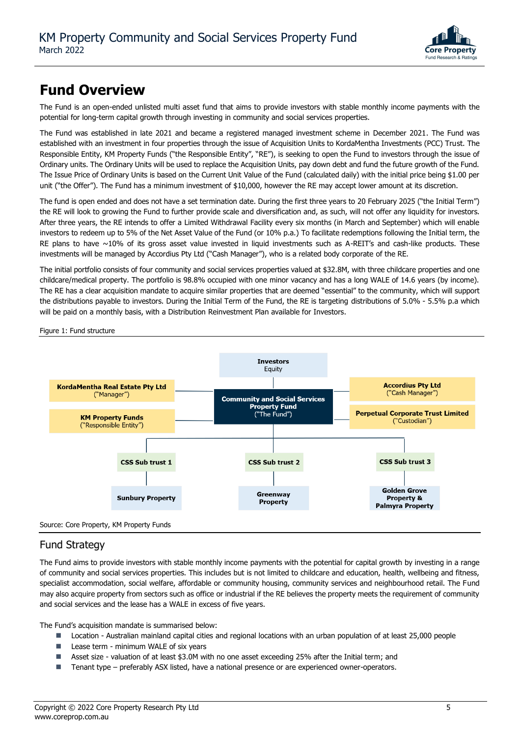# Fund Overview

The Fund is an open-ended unlisted multi asset fund that aims to provide investors with stable monthly income payments with the potential for long-term capital growth through investing in community and social services properties.

The Fund was established in late 2021 and became a registered managed investment scheme in December 2021. The Fund was established with an investment in four properties through the issue of Acquisition Units to KordaMentha Investments (PCC) Trust. The Responsible Entity, KM Property Funds ("the Responsible Entity", "RE"), is seeking to open the Fund to investors through the issue of Ordinary units. The Ordinary Units will be used to replace the Acquisition Units, pay down debt and fund the future growth of the Fund. The Issue Price of Ordinary Units is based on the Current Unit Value of the Fund (calculated daily) with the initial price being $1.00 per unit ("the Offer"). The Fund has a minimum investment of $10,000, however the RE may accept lower amount at its discretion.

The fund is open ended and does not have a set termination date. During the first three years to 20 February 2025 ("the Initial Term") the RE will look to growing the Fund to further provide scale and diversification and, as such, will not offer any liquidity for investors. After three years, the RE intends to offer a Limited Withdrawal Facility every six months (in March and September) which will enable investors to redeem up to 5% of the Net Asset Value of the Fund (or 10% p.a.) To facilitate redemptions following the Initial term, the RE plans to have ~10% of its gross asset value invested in liquid investments such as A-REIT's and cash-like products. These investments will be managed by Accordius Pty Ltd ("Cash Manager"), who is a related body corporate of the RE.

The initial portfolio consists of four community and social services properties valued at $32.8M, with three childcare properties and one childcare/medical property. The portfolio is 98.8% occupied with one minor vacancy and has a long WALE of 14.6 years (by income). The RE has a clear acquisition mandate to acquire similar properties that are deemed "essential" to the community, which will support the distributions payable to investors. During the Initial Term of the Fund, the RE is targeting distributions of 5.0% - 5.5% p.a which will be paid on a monthly basis, with a Distribution Reinvestment Plan available for Investors.

Figure 1: Fund structure

- **Investors** – Equity
- **Community and Social Services Property Fund** ("The Fund")
  - **KordaMentha Real Estate Pty Ltd** ("Manager")
  - **KM Property Funds** ("Responsible Entity")
  - **Accordius Pty Ltd** ("Cash Manager")
  - **Perpetual Corporate Trust Limited** ("Custodian")
  - **CSS Sub trust 1** → **Sunbury Property**
  - **CSS Sub trust 2** → **Greenway Property**
  - **CSS Sub trust 3** → **Golden Grove Property & Palmyra Property**

Source: Core Property, KM Property Funds

## Fund Strategy

The Fund aims to provide investors with stable monthly income payments with the potential for capital growth by investing in a range of community and social services properties. This includes but is not limited to childcare and education, health, wellbeing and fitness, specialist accommodation, social welfare, affordable or community housing, community services and neighbourhood retail. The Fund may also acquire property from sectors such as office or industrial if the RE believes the property meets the requirement of community and social services and the lease has a WALE in excess of five years.

The Fund's acquisition mandate is summarised below:

- Location - Australian mainland capital cities and regional locations with an urban population of at least 25,000 people
- Lease term - minimum WALE of six years
- Asset size - valuation of at least $3.0M with no one asset exceeding 25% after the Initial term; and
- Tenant type – preferably ASX listed, have a national presence or are experienced owner-operators.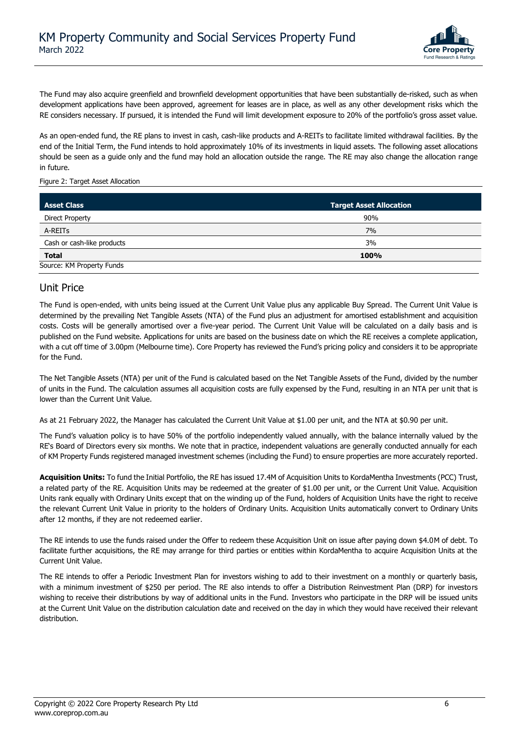The Fund may also acquire greenfield and brownfield development opportunities that have been substantially de-risked, such as when development applications have been approved, agreement for leases are in place, as well as any other development risks which the RE considers necessary. If pursued, it is intended the Fund will limit development exposure to 20% of the portfolio's gross asset value.

As an open-ended fund, the RE plans to invest in cash, cash-like products and A-REITs to facilitate limited withdrawal facilities. By the end of the Initial Term, the Fund intends to hold approximately 10% of its investments in liquid assets. The following asset allocations should be seen as a guide only and the fund may hold an allocation outside the range. The RE may also change the allocation range in future.

Figure 2: Target Asset Allocation

| Asset Class | Target Asset Allocation |
|---|---|
| Direct Property | 90% |
| A-REITs | 7% |
| Cash or cash-like products | 3% |
| **Total** | **100%** |

Source: KM Property Funds

## Unit Price

The Fund is open-ended, with units being issued at the Current Unit Value plus any applicable Buy Spread. The Current Unit Value is determined by the prevailing Net Tangible Assets (NTA) of the Fund plus an adjustment for amortised establishment and acquisition costs. Costs will be generally amortised over a five-year period. The Current Unit Value will be calculated on a daily basis and is published on the Fund website. Applications for units are based on the business date on which the RE receives a complete application, with a cut off time of 3.00pm (Melbourne time). Core Property has reviewed the Fund's pricing policy and considers it to be appropriate for the Fund.

The Net Tangible Assets (NTA) per unit of the Fund is calculated based on the Net Tangible Assets of the Fund, divided by the number of units in the Fund. The calculation assumes all acquisition costs are fully expensed by the Fund, resulting in an NTA per unit that is lower than the Current Unit Value.

As at 21 February 2022, the Manager has calculated the Current Unit Value at $1.00 per unit, and the NTA at $0.90 per unit.

The Fund's valuation policy is to have 50% of the portfolio independently valued annually, with the balance internally valued by the RE's Board of Directors every six months. We note that in practice, independent valuations are generally conducted annually for each of KM Property Funds registered managed investment schemes (including the Fund) to ensure properties are more accurately reported.

**Acquisition Units:** To fund the Initial Portfolio, the RE has issued 17.4M of Acquisition Units to KordaMentha Investments (PCC) Trust, a related party of the RE. Acquisition Units may be redeemed at the greater of $1.00 per unit, or the Current Unit Value. Acquisition Units rank equally with Ordinary Units except that on the winding up of the Fund, holders of Acquisition Units have the right to receive the relevant Current Unit Value in priority to the holders of Ordinary Units. Acquisition Units automatically convert to Ordinary Units after 12 months, if they are not redeemed earlier.

The RE intends to use the funds raised under the Offer to redeem these Acquisition Unit on issue after paying down $4.0M of debt. To facilitate further acquisitions, the RE may arrange for third parties or entities within KordaMentha to acquire Acquisition Units at the Current Unit Value.

The RE intends to offer a Periodic Investment Plan for investors wishing to add to their investment on a monthly or quarterly basis, with a minimum investment of $250 per period. The RE also intends to offer a Distribution Reinvestment Plan (DRP) for investors wishing to receive their distributions by way of additional units in the Fund. Investors who participate in the DRP will be issued units at the Current Unit Value on the distribution calculation date and received on the day in which they would have received their relevant distribution.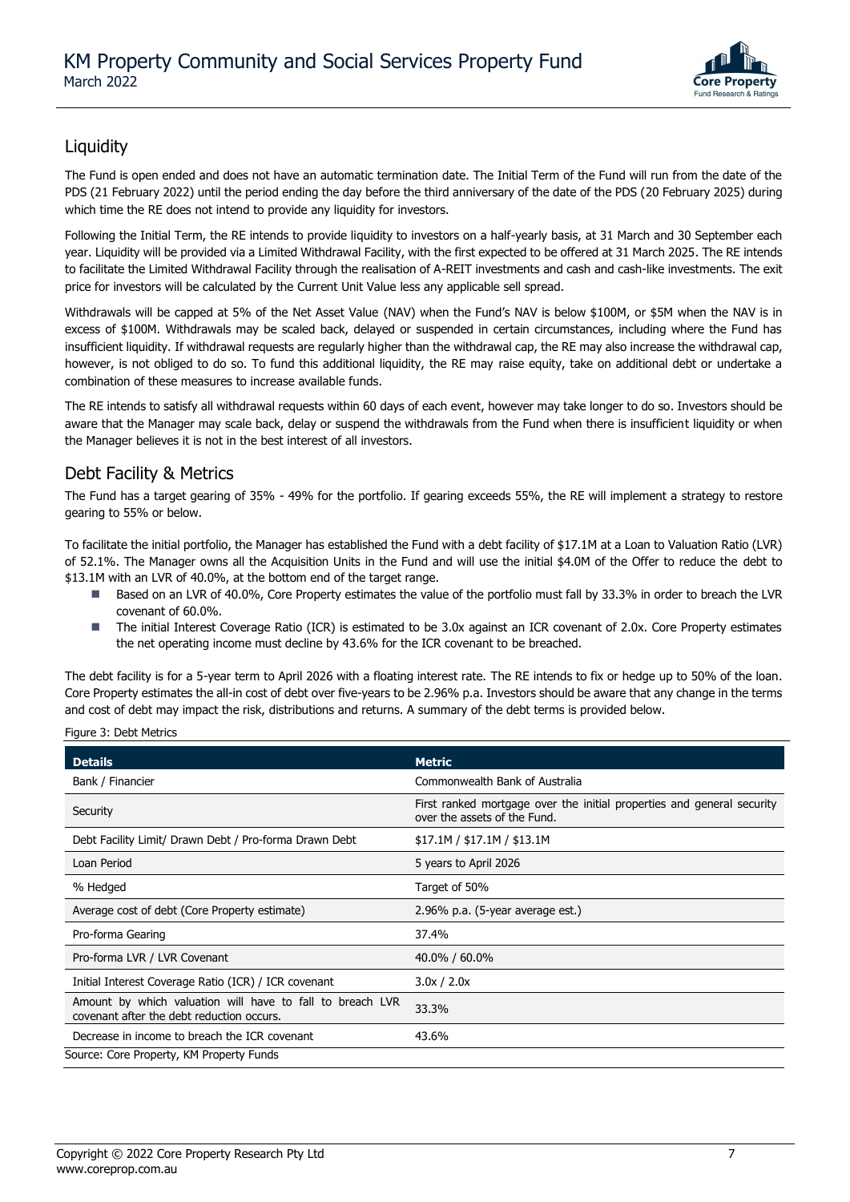## Liquidity

The Fund is open ended and does not have an automatic termination date. The Initial Term of the Fund will run from the date of the PDS (21 February 2022) until the period ending the day before the third anniversary of the date of the PDS (20 February 2025) during which time the RE does not intend to provide any liquidity for investors.

Following the Initial Term, the RE intends to provide liquidity to investors on a half-yearly basis, at 31 March and 30 September each year. Liquidity will be provided via a Limited Withdrawal Facility, with the first expected to be offered at 31 March 2025. The RE intends to facilitate the Limited Withdrawal Facility through the realisation of A-REIT investments and cash and cash-like investments. The exit price for investors will be calculated by the Current Unit Value less any applicable sell spread.

Withdrawals will be capped at 5% of the Net Asset Value (NAV) when the Fund's NAV is below \$100M, or \$5M when the NAV is in excess of \$100M. Withdrawals may be scaled back, delayed or suspended in certain circumstances, including where the Fund has insufficient liquidity. If withdrawal requests are regularly higher than the withdrawal cap, the RE may also increase the withdrawal cap, however, is not obliged to do so. To fund this additional liquidity, the RE may raise equity, take on additional debt or undertake a combination of these measures to increase available funds.

The RE intends to satisfy all withdrawal requests within 60 days of each event, however may take longer to do so. Investors should be aware that the Manager may scale back, delay or suspend the withdrawals from the Fund when there is insufficient liquidity or when the Manager believes it is not in the best interest of all investors.

## Debt Facility & Metrics

The Fund has a target gearing of 35% - 49% for the portfolio. If gearing exceeds 55%, the RE will implement a strategy to restore gearing to 55% or below.

To facilitate the initial portfolio, the Manager has established the Fund with a debt facility of \$17.1M at a Loan to Valuation Ratio (LVR) of 52.1%. The Manager owns all the Acquisition Units in the Fund and will use the initial \$4.0M of the Offer to reduce the debt to \$13.1M with an LVR of 40.0%, at the bottom end of the target range.

- Based on an LVR of 40.0%, Core Property estimates the value of the portfolio must fall by 33.3% in order to breach the LVR covenant of 60.0%.
- The initial Interest Coverage Ratio (ICR) is estimated to be 3.0x against an ICR covenant of 2.0x. Core Property estimates the net operating income must decline by 43.6% for the ICR covenant to be breached.

The debt facility is for a 5-year term to April 2026 with a floating interest rate. The RE intends to fix or hedge up to 50% of the loan. Core Property estimates the all-in cost of debt over five-years to be 2.96% p.a. Investors should be aware that any change in the terms and cost of debt may impact the risk, distributions and returns. A summary of the debt terms is provided below.

Figure 3: Debt Metrics

| Details | Metric |
|---|---|
| Bank / Financier | Commonwealth Bank of Australia |
| Security | First ranked mortgage over the initial properties and general security over the assets of the Fund. |
| Debt Facility Limit/ Drawn Debt / Pro-forma Drawn Debt | \$17.1M / \$17.1M / \$13.1M |
| Loan Period | 5 years to April 2026 |
| % Hedged | Target of 50% |
| Average cost of debt (Core Property estimate) | 2.96% p.a. (5-year average est.) |
| Pro-forma Gearing | 37.4% |
| Pro-forma LVR / LVR Covenant | 40.0% / 60.0% |
| Initial Interest Coverage Ratio (ICR) / ICR covenant | 3.0x / 2.0x |
| Amount by which valuation will have to fall to breach LVR covenant after the debt reduction occurs. | 33.3% |
| Decrease in income to breach the ICR covenant | 43.6% |

Source: Core Property, KM Property Funds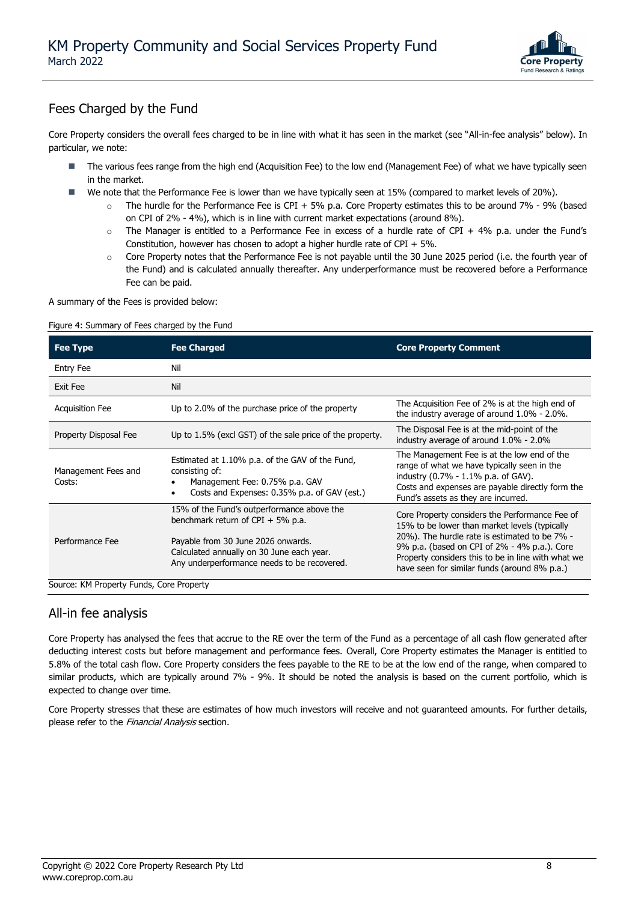## Fees Charged by the Fund

Core Property considers the overall fees charged to be in line with what it has seen in the market (see "All-in-fee analysis" below). In particular, we note:

- The various fees range from the high end (Acquisition Fee) to the low end (Management Fee) of what we have typically seen in the market.
- We note that the Performance Fee is lower than we have typically seen at 15% (compared to market levels of 20%).
  - The hurdle for the Performance Fee is CPI + 5% p.a. Core Property estimates this to be around 7% - 9% (based on CPI of 2% - 4%), which is in line with current market expectations (around 8%).
  - The Manager is entitled to a Performance Fee in excess of a hurdle rate of CPI + 4% p.a. under the Fund's Constitution, however has chosen to adopt a higher hurdle rate of CPI + 5%.
  - Core Property notes that the Performance Fee is not payable until the 30 June 2025 period (i.e. the fourth year of the Fund) and is calculated annually thereafter. Any underperformance must be recovered before a Performance Fee can be paid.

A summary of the Fees is provided below:

Figure 4: Summary of Fees charged by the Fund

| Fee Type | Fee Charged | Core Property Comment |
|---|---|---|
| Entry Fee | Nil | |
| Exit Fee | Nil | |
| Acquisition Fee | Up to 2.0% of the purchase price of the property | The Acquisition Fee of 2% is at the high end of the industry average of around 1.0% - 2.0%. |
| Property Disposal Fee | Up to 1.5% (excl GST) of the sale price of the property. | The Disposal Fee is at the mid-point of the industry average of around 1.0% - 2.0% |
| Management Fees and Costs: | Estimated at 1.10% p.a. of the GAV of the Fund, consisting of:<br>• Management Fee: 0.75% p.a. GAV<br>• Costs and Expenses: 0.35% p.a. of GAV (est.) | The Management Fee is at the low end of the range of what we have typically seen in the industry (0.7% - 1.1% p.a. of GAV).<br>Costs and expenses are payable directly form the Fund's assets as they are incurred. |
| Performance Fee | 15% of the Fund's outperformance above the benchmark return of CPI + 5% p.a.<br><br>Payable from 30 June 2026 onwards.<br>Calculated annually on 30 June each year.<br>Any underperformance needs to be recovered. | Core Property considers the Performance Fee of 15% to be lower than market levels (typically 20%). The hurdle rate is estimated to be 7% - 9% p.a. (based on CPI of 2% - 4% p.a.). Core Property considers this to be in line with what we have seen for similar funds (around 8% p.a.) |

Source: KM Property Funds, Core Property

## All-in fee analysis

Core Property has analysed the fees that accrue to the RE over the term of the Fund as a percentage of all cash flow generated after deducting interest costs but before management and performance fees. Overall, Core Property estimates the Manager is entitled to 5.8% of the total cash flow. Core Property considers the fees payable to the RE to be at the low end of the range, when compared to similar products, which are typically around 7% - 9%. It should be noted the analysis is based on the current portfolio, which is expected to change over time.

Core Property stresses that these are estimates of how much investors will receive and not guaranteed amounts. For further details, please refer to the *Financial Analysis* section.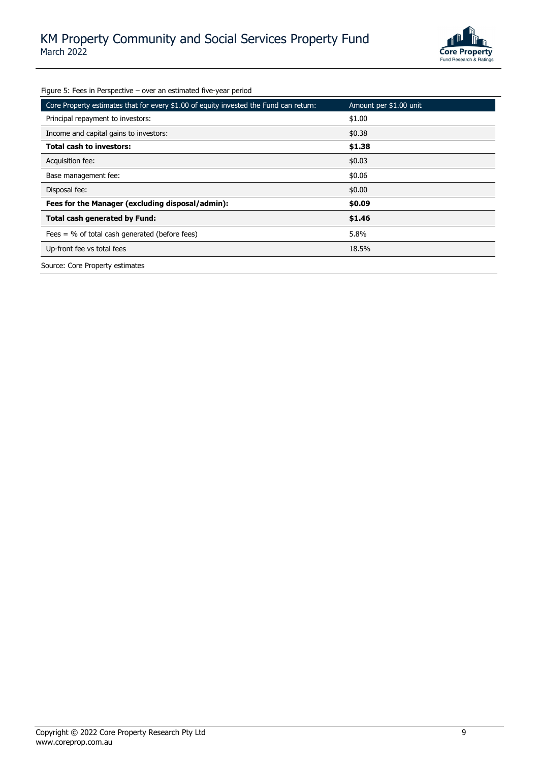Figure 5: Fees in Perspective – over an estimated five-year period

| Core Property estimates that for every $1.00 of equity invested the Fund can return: | Amount per $1.00 unit |
|---|---|
| Principal repayment to investors: | $1.00 |
| Income and capital gains to investors: | $0.38 |
| **Total cash to investors:** | **$1.38** |
| Acquisition fee: | $0.03 |
| Base management fee: | $0.06 |
| Disposal fee: | $0.00 |
| **Fees for the Manager (excluding disposal/admin):** | **$0.09** |
| **Total cash generated by Fund:** | **$1.46** |
| Fees = % of total cash generated (before fees) | 5.8% |
| Up-front fee vs total fees | 18.5% |

Source: Core Property estimates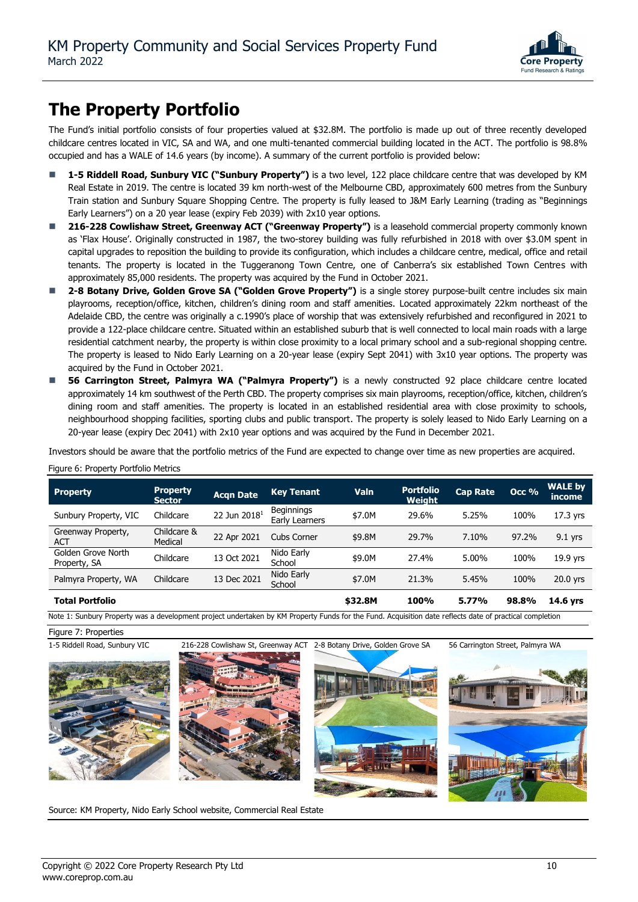# The Property Portfolio

The Fund's initial portfolio consists of four properties valued at $32.8M. The portfolio is made up out of three recently developed childcare centres located in VIC, SA and WA, and one multi-tenanted commercial building located in the ACT. The portfolio is 98.8% occupied and has a WALE of 14.6 years (by income). A summary of the current portfolio is provided below:

- **1-5 Riddell Road, Sunbury VIC ("Sunbury Property")** is a two level, 122 place childcare centre that was developed by KM Real Estate in 2019. The centre is located 39 km north-west of the Melbourne CBD, approximately 600 metres from the Sunbury Train station and Sunbury Square Shopping Centre. The property is fully leased to J&M Early Learning (trading as "Beginnings Early Learners") on a 20 year lease (expiry Feb 2039) with 2x10 year options.
- **216-228 Cowlishaw Street, Greenway ACT ("Greenway Property")** is a leasehold commercial property commonly known as 'Flax House'. Originally constructed in 1987, the two-storey building was fully refurbished in 2018 with over $3.0M spent in capital upgrades to reposition the building to provide its configuration, which includes a childcare centre, medical, office and retail tenants. The property is located in the Tuggeranong Town Centre, one of Canberra's six established Town Centres with approximately 85,000 residents. The property was acquired by the Fund in October 2021.
- **2-8 Botany Drive, Golden Grove SA ("Golden Grove Property")** is a single storey purpose-built centre includes six main playrooms, reception/office, kitchen, children's dining room and staff amenities. Located approximately 22km northeast of the Adelaide CBD, the centre was originally a c.1990's place of worship that was extensively refurbished and reconfigured in 2021 to provide a 122-place childcare centre. Situated within an established suburb that is well connected to local main roads with a large residential catchment nearby, the property is within close proximity to a local primary school and a sub-regional shopping centre. The property is leased to Nido Early Learning on a 20-year lease (expiry Sept 2041) with 3x10 year options. The property was acquired by the Fund in October 2021.
- **56 Carrington Street, Palmyra WA ("Palmyra Property")** is a newly constructed 92 place childcare centre located approximately 14 km southwest of the Perth CBD. The property comprises six main playrooms, reception/office, kitchen, children's dining room and staff amenities. The property is located in an established residential area with close proximity to schools, neighbourhood shopping facilities, sporting clubs and public transport. The property is solely leased to Nido Early Learning on a 20-year lease (expiry Dec 2041) with 2x10 year options and was acquired by the Fund in December 2021.

Investors should be aware that the portfolio metrics of the Fund are expected to change over time as new properties are acquired.

Figure 6: Property Portfolio Metrics

| Property | Property Sector | Acqn Date | Key Tenant | Valn | Portfolio Weight | Cap Rate | Occ % | WALE by income |
|---|---|---|---|---|---|---|---|---|
| Sunbury Property, VIC | Childcare | 22 Jun 2018[1] | Beginnings Early Learners | $7.0M | 29.6% | 5.25% | 100% | 17.3 yrs |
| Greenway Property, ACT | Childcare & Medical | 22 Apr 2021 | Cubs Corner | $9.8M | 29.7% | 7.10% | 97.2% | 9.1 yrs |
| Golden Grove North Property, SA | Childcare | 13 Oct 2021 | Nido Early School | $9.0M | 27.4% | 5.00% | 100% | 19.9 yrs |
| Palmyra Property, WA | Childcare | 13 Dec 2021 | Nido Early School | $7.0M | 21.3% | 5.45% | 100% | 20.0 yrs |
| **Total Portfolio** | | | | **$32.8M** | **100%** | **5.77%** | **98.8%** | **14.6 yrs** |

Note 1: Sunbury Property was a development project undertaken by KM Property Funds for the Fund. Acquisition date reflects date of practical completion

Figure 7: Properties

1-5 Riddell Road, Sunbury VIC | 216-228 Cowlishaw St, Greenway ACT | 2-8 Botany Drive, Golden Grove SA | 56 Carrington Street, Palmyra WA

Source: KM Property, Nido Early School website, Commercial Real Estate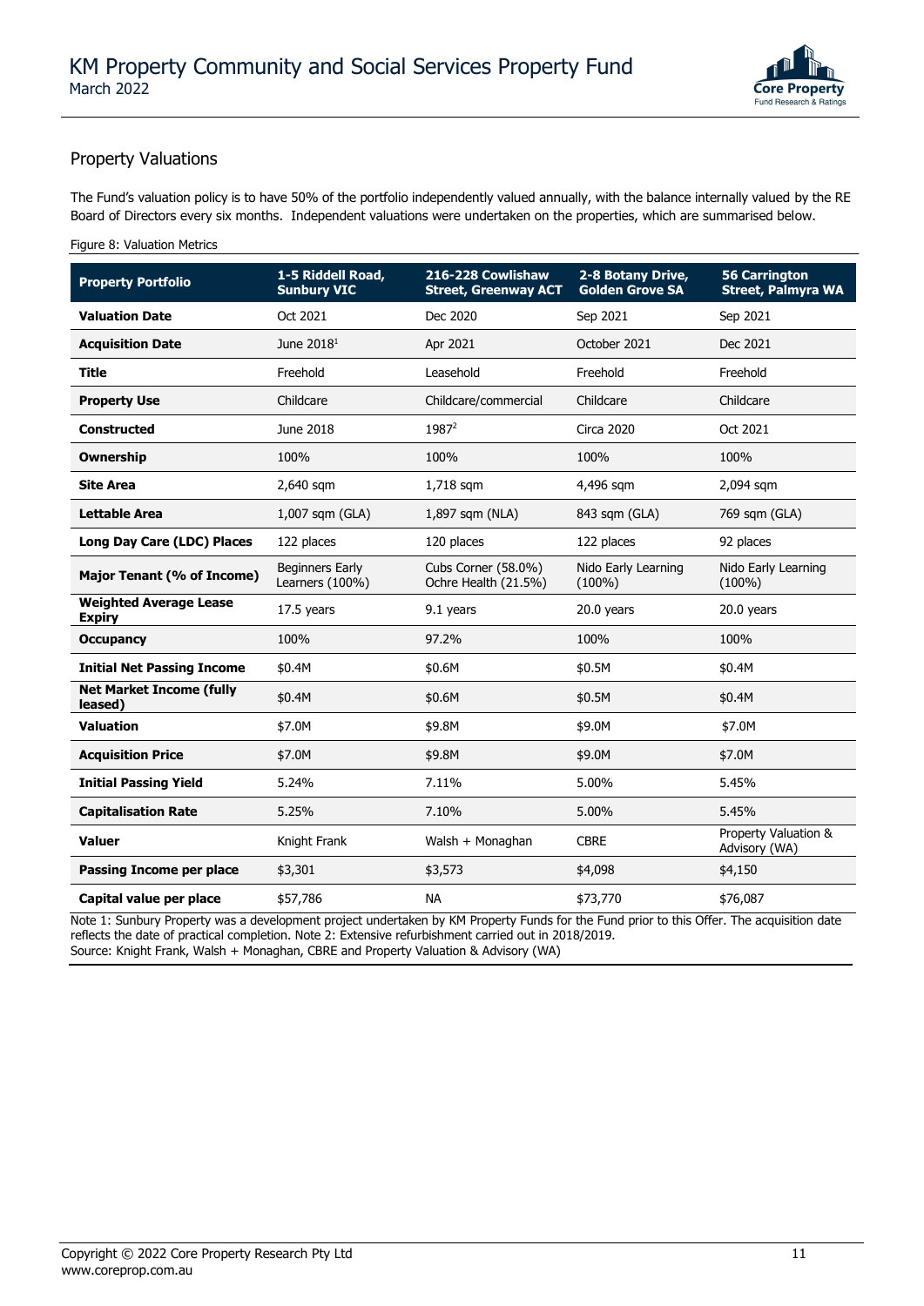## Property Valuations

The Fund's valuation policy is to have 50% of the portfolio independently valued annually, with the balance internally valued by the RE Board of Directors every six months. Independent valuations were undertaken on the properties, which are summarised below.

Figure 8: Valuation Metrics

| Property Portfolio | 1-5 Riddell Road, Sunbury VIC | 216-228 Cowlishaw Street, Greenway ACT | 2-8 Botany Drive, Golden Grove SA | 56 Carrington Street, Palmyra WA |
|---|---|---|---|---|
| **Valuation Date** | Oct 2021 | Dec 2020 | Sep 2021 | Sep 2021 |
| **Acquisition Date** | June 2018[1] | Apr 2021 | October 2021 | Dec 2021 |
| **Title** | Freehold | Leasehold | Freehold | Freehold |
| **Property Use** | Childcare | Childcare/commercial | Childcare | Childcare |
| **Constructed** | June 2018 | 1987[2] | Circa 2020 | Oct 2021 |
| **Ownership** | 100% | 100% | 100% | 100% |
| **Site Area** | 2,640 sqm | 1,718 sqm | 4,496 sqm | 2,094 sqm |
| **Lettable Area** | 1,007 sqm (GLA) | 1,897 sqm (NLA) | 843 sqm (GLA) | 769 sqm (GLA) |
| **Long Day Care (LDC) Places** | 122 places | 120 places | 122 places | 92 places |
| **Major Tenant (% of Income)** | Beginners Early Learners (100%) | Cubs Corner (58.0%) Ochre Health (21.5%) | Nido Early Learning (100%) | Nido Early Learning (100%) |
| **Weighted Average Lease Expiry** | 17.5 years | 9.1 years | 20.0 years | 20.0 years |
| **Occupancy** | 100% | 97.2% | 100% | 100% |
| **Initial Net Passing Income** | $0.4M | $0.6M | $0.5M | $0.4M |
| **Net Market Income (fully leased)** | $0.4M | $0.6M | $0.5M | $0.4M |
| **Valuation** | $7.0M | $9.8M | $9.0M | $7.0M |
| **Acquisition Price** | $7.0M | $9.8M | $9.0M | $7.0M |
| **Initial Passing Yield** | 5.24% | 7.11% | 5.00% | 5.45% |
| **Capitalisation Rate** | 5.25% | 7.10% | 5.00% | 5.45% |
| **Valuer** | Knight Frank | Walsh + Monaghan | CBRE | Property Valuation & Advisory (WA) |
| **Passing Income per place** | $3,301 | $3,573 | $4,098 | $4,150 |
| **Capital value per place** | $57,786 | NA | $73,770 | $76,087 |

Note 1: Sunbury Property was a development project undertaken by KM Property Funds for the Fund prior to this Offer. The acquisition date reflects the date of practical completion. Note 2: Extensive refurbishment carried out in 2018/2019.
Source: Knight Frank, Walsh + Monaghan, CBRE and Property Valuation & Advisory (WA)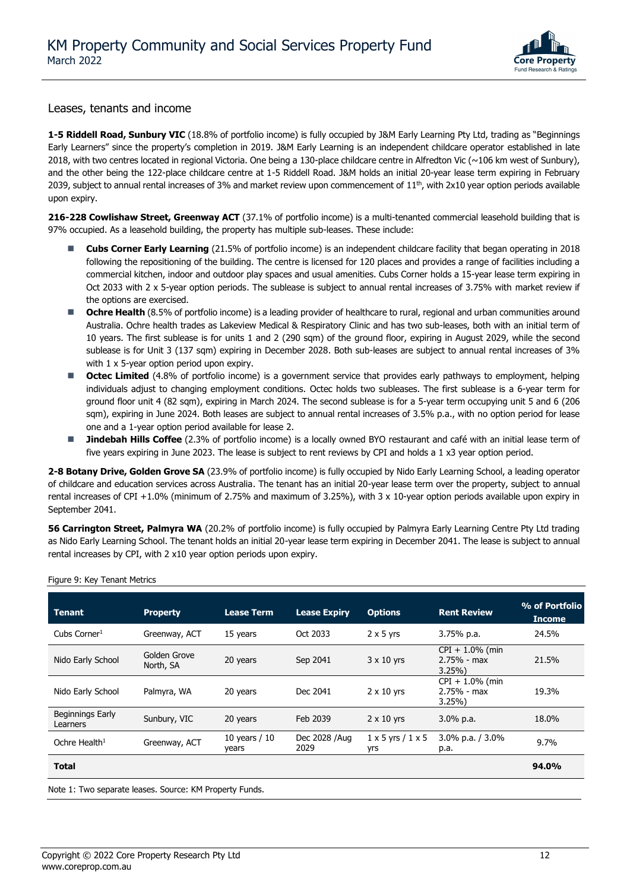## Leases, tenants and income

**1-5 Riddell Road, Sunbury VIC** (18.8% of portfolio income) is fully occupied by J&M Early Learning Pty Ltd, trading as "Beginnings Early Learners" since the property's completion in 2019. J&M Early Learning is an independent childcare operator established in late 2018, with two centres located in regional Victoria. One being a 130-place childcare centre in Alfredton Vic (~106 km west of Sunbury), and the other being the 122-place childcare centre at 1-5 Riddell Road. J&M holds an initial 20-year lease term expiring in February 2039, subject to annual rental increases of 3% and market review upon commencement of 11th, with 2x10 year option periods available upon expiry.

**216-228 Cowlishaw Street, Greenway ACT** (37.1% of portfolio income) is a multi-tenanted commercial leasehold building that is 97% occupied. As a leasehold building, the property has multiple sub-leases. These include:

- **Cubs Corner Early Learning** (21.5% of portfolio income) is an independent childcare facility that began operating in 2018 following the repositioning of the building. The centre is licensed for 120 places and provides a range of facilities including a commercial kitchen, indoor and outdoor play spaces and usual amenities. Cubs Corner holds a 15-year lease term expiring in Oct 2033 with 2 x 5-year option periods. The sublease is subject to annual rental increases of 3.75% with market review if the options are exercised.
- **Ochre Health** (8.5% of portfolio income) is a leading provider of healthcare to rural, regional and urban communities around Australia. Ochre health trades as Lakeview Medical & Respiratory Clinic and has two sub-leases, both with an initial term of 10 years. The first sublease is for units 1 and 2 (290 sqm) of the ground floor, expiring in August 2029, while the second sublease is for Unit 3 (137 sqm) expiring in December 2028. Both sub-leases are subject to annual rental increases of 3% with 1 x 5-year option period upon expiry.
- **Octec Limited** (4.8% of portfolio income) is a government service that provides early pathways to employment, helping individuals adjust to changing employment conditions. Octec holds two subleases. The first sublease is a 6-year term for ground floor unit 4 (82 sqm), expiring in March 2024. The second sublease is for a 5-year term occupying unit 5 and 6 (206 sqm), expiring in June 2024. Both leases are subject to annual rental increases of 3.5% p.a., with no option period for lease one and a 1-year option period available for lease 2.
- **Jindebah Hills Coffee** (2.3% of portfolio income) is a locally owned BYO restaurant and café with an initial lease term of five years expiring in June 2023. The lease is subject to rent reviews by CPI and holds a 1 x3 year option period.

**2-8 Botany Drive, Golden Grove SA** (23.9% of portfolio income) is fully occupied by Nido Early Learning School, a leading operator of childcare and education services across Australia. The tenant has an initial 20-year lease term over the property, subject to annual rental increases of CPI +1.0% (minimum of 2.75% and maximum of 3.25%), with 3 x 10-year option periods available upon expiry in September 2041.

**56 Carrington Street, Palmyra WA** (20.2% of portfolio income) is fully occupied by Palmyra Early Learning Centre Pty Ltd trading as Nido Early Learning School. The tenant holds an initial 20-year lease term expiring in December 2041. The lease is subject to annual rental increases by CPI, with 2 x10 year option periods upon expiry.

Figure 9: Key Tenant Metrics

| Tenant | Property | Lease Term | Lease Expiry | Options | Rent Review | % of Portfolio Income |
|---|---|---|---|---|---|---|
| Cubs Corner[1] | Greenway, ACT | 15 years | Oct 2033 | 2 x 5 yrs | 3.75% p.a. | 24.5% |
| Nido Early School | Golden Grove North, SA | 20 years | Sep 2041 | 3 x 10 yrs | CPI + 1.0% (min 2.75% - max 3.25%) | 21.5% |
| Nido Early School | Palmyra, WA | 20 years | Dec 2041 | 2 x 10 yrs | CPI + 1.0% (min 2.75% - max 3.25%) | 19.3% |
| Beginnings Early Learners | Sunbury, VIC | 20 years | Feb 2039 | 2 x 10 yrs | 3.0% p.a. | 18.0% |
| Ochre Health[1] | Greenway, ACT | 10 years / 10 years | Dec 2028 /Aug 2029 | 1 x 5 yrs / 1 x 5 yrs | 3.0% p.a. / 3.0% p.a. | 9.7% |
| **Total** | | | | | | **94.0%** |

Note 1: Two separate leases. Source: KM Property Funds.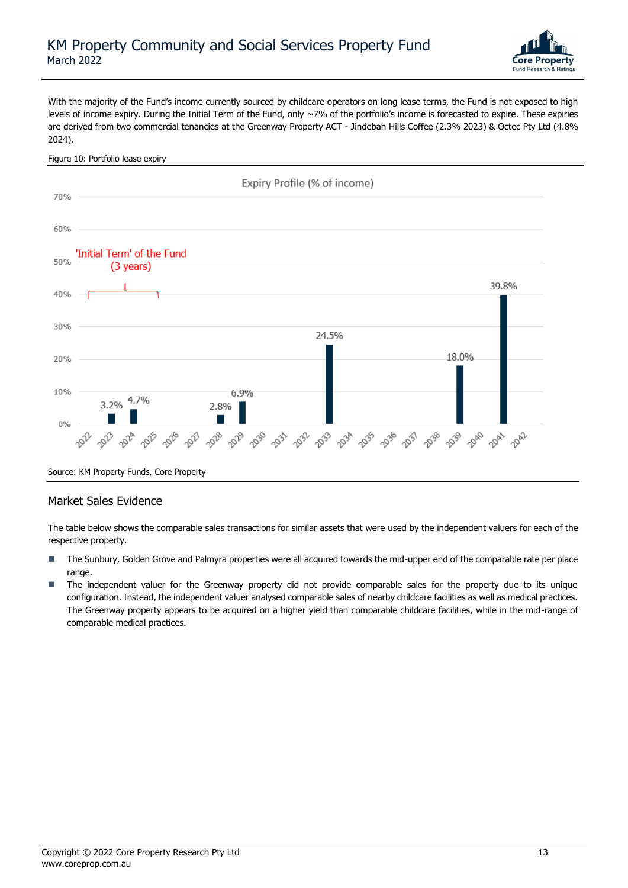With the majority of the Fund's income currently sourced by childcare operators on long lease terms, the Fund is not exposed to high levels of income expiry. During the Initial Term of the Fund, only ~7% of the portfolio's income is forecasted to expire. These expiries are derived from two commercial tenancies at the Greenway Property ACT - Jindebah Hills Coffee (2.3% 2023) & Octec Pty Ltd (4.8% 2024).

Figure 10: Portfolio lease expiry

Expiry Profile (% of income)

'Initial Term' of the Fund (3 years)

| Year | % of income |
|---|---|
| 2022 | |
| 2023 | 3.2% |
| 2024 | 4.7% |
| 2025 | |
| 2026 | |
| 2027 | |
| 2028 | 2.8% |
| 2029 | 6.9% |
| 2030 | |
| 2031 | |
| 2032 | |
| 2033 | 24.5% |
| 2034 | |
| 2035 | |
| 2036 | |
| 2037 | |
| 2038 | |
| 2039 | 18.0% |
| 2040 | |
| 2041 | 39.8% |
| 2042 | |

Source: KM Property Funds, Core Property

## Market Sales Evidence

The table below shows the comparable sales transactions for similar assets that were used by the independent valuers for each of the respective property.

- The Sunbury, Golden Grove and Palmyra properties were all acquired towards the mid-upper end of the comparable rate per place range.
- The independent valuer for the Greenway property did not provide comparable sales for the property due to its unique configuration. Instead, the independent valuer analysed comparable sales of nearby childcare facilities as well as medical practices. The Greenway property appears to be acquired on a higher yield than comparable childcare facilities, while in the mid-range of comparable medical practices.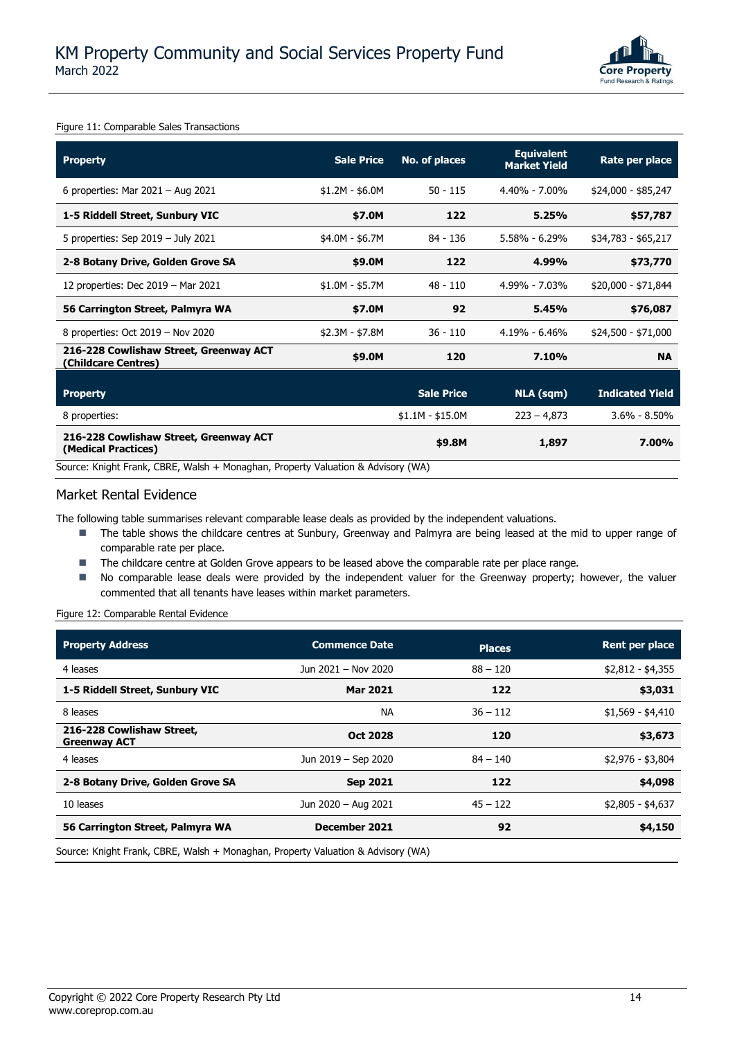Figure 11: Comparable Sales Transactions

| Property | Sale Price | No. of places | Equivalent Market Yield | Rate per place |
|---|---|---|---|---|
| 6 properties: Mar 2021 – Aug 2021 | $1.2M - $6.0M | 50 - 115 | 4.40% - 7.00% | $24,000 - $85,247 |
| **1-5 Riddell Street, Sunbury VIC** | **$7.0M** | **122** | **5.25%** | **$57,787** |
| 5 properties: Sep 2019 – July 2021 | $4.0M - $6.7M | 84 - 136 | 5.58% - 6.29% | $34,783 - $65,217 |
| **2-8 Botany Drive, Golden Grove SA** | **$9.0M** | **122** | **4.99%** | **$73,770** |
| 12 properties: Dec 2019 – Mar 2021 | $1.0M - $5.7M | 48 - 110 | 4.99% - 7.03% | $20,000 - $71,844 |
| **56 Carrington Street, Palmyra WA** | **$7.0M** | **92** | **5.45%** | **$76,087** |
| 8 properties: Oct 2019 – Nov 2020 | $2.3M - $7.8M | 36 - 110 | 4.19% - 6.46% | $24,500 - $71,000 |
| **216-228 Cowlishaw Street, Greenway ACT (Childcare Centres)** | **$9.0M** | **120** | **7.10%** | **NA** |
| **Property** | | **Sale Price** | **NLA (sqm)** | **Indicated Yield** |
| 8 properties: | | $1.1M - $15.0M | 223 – 4,873 | 3.6% - 8.50% |
| **216-228 Cowlishaw Street, Greenway ACT (Medical Practices)** | | **$9.8M** | **1,897** | **7.00%** |

Source: Knight Frank, CBRE, Walsh + Monaghan, Property Valuation & Advisory (WA)

## Market Rental Evidence

The following table summarises relevant comparable lease deals as provided by the independent valuations.

- The table shows the childcare centres at Sunbury, Greenway and Palmyra are being leased at the mid to upper range of comparable rate per place.
- The childcare centre at Golden Grove appears to be leased above the comparable rate per place range.
- No comparable lease deals were provided by the independent valuer for the Greenway property; however, the valuer commented that all tenants have leases within market parameters.

Figure 12: Comparable Rental Evidence

| Property Address | Commence Date | Places | Rent per place |
|---|---|---|---|
| 4 leases | Jun 2021 – Nov 2020 | 88 – 120 | $2,812 - $4,355 |
| **1-5 Riddell Street, Sunbury VIC** | **Mar 2021** | **122** | **$3,031** |
| 8 leases | NA | 36 – 112 | $1,569 - $4,410 |
| **216-228 Cowlishaw Street, Greenway ACT** | **Oct 2028** | **120** | **$3,673** |
| 4 leases | Jun 2019 – Sep 2020 | 84 – 140 | $2,976 - $3,804 |
| **2-8 Botany Drive, Golden Grove SA** | **Sep 2021** | **122** | **$4,098** |
| 10 leases | Jun 2020 – Aug 2021 | 45 – 122 | $2,805 - $4,637 |
| **56 Carrington Street, Palmyra WA** | **December 2021** | **92** | **$4,150** |

Source: Knight Frank, CBRE, Walsh + Monaghan, Property Valuation & Advisory (WA)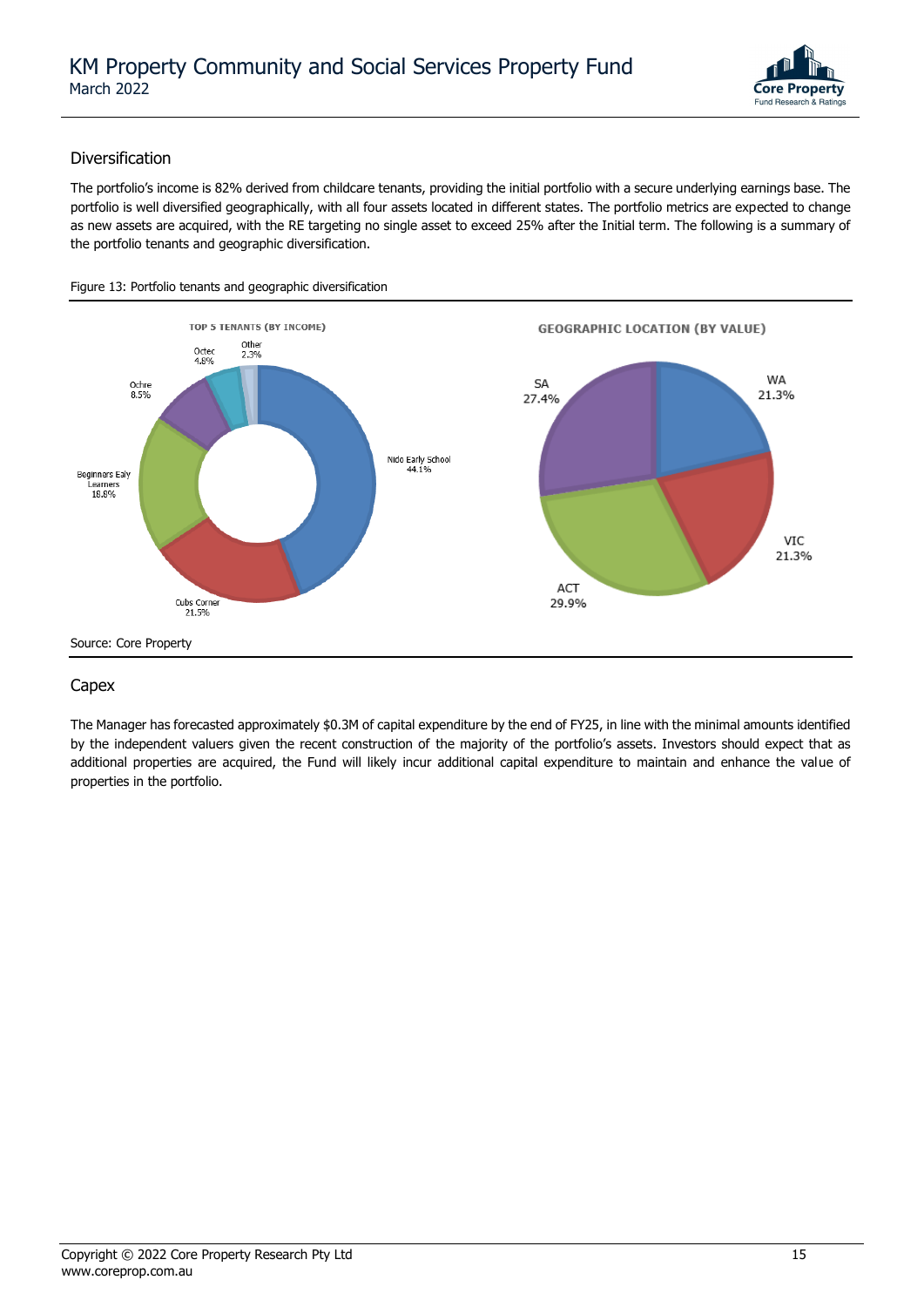## Diversification

The portfolio's income is 82% derived from childcare tenants, providing the initial portfolio with a secure underlying earnings base. The portfolio is well diversified geographically, with all four assets located in different states. The portfolio metrics are expected to change as new assets are acquired, with the RE targeting no single asset to exceed 25% after the Initial term. The following is a summary of the portfolio tenants and geographic diversification.

Figure 13: Portfolio tenants and geographic diversification

**TOP 5 TENANTS (BY INCOME)**

| Tenant | Share |
|---|---|
| Nido Early School | 44.1% |
| Cubs Corner | 21.5% |
| Beginners Ealy Learners | 18.8% |
| Ochre | 8.5% |
| Octec | 4.8% |
| Other | 2.3% |

**GEOGRAPHIC LOCATION (BY VALUE)**

| Location | Share |
|---|---|
| WA | 21.3% |
| VIC | 21.3% |
| ACT | 29.9% |
| SA | 27.4% |

Source: Core Property

## Capex

The Manager has forecasted approximately $0.3M of capital expenditure by the end of FY25, in line with the minimal amounts identified by the independent valuers given the recent construction of the majority of the portfolio's assets. Investors should expect that as additional properties are acquired, the Fund will likely incur additional capital expenditure to maintain and enhance the value of properties in the portfolio.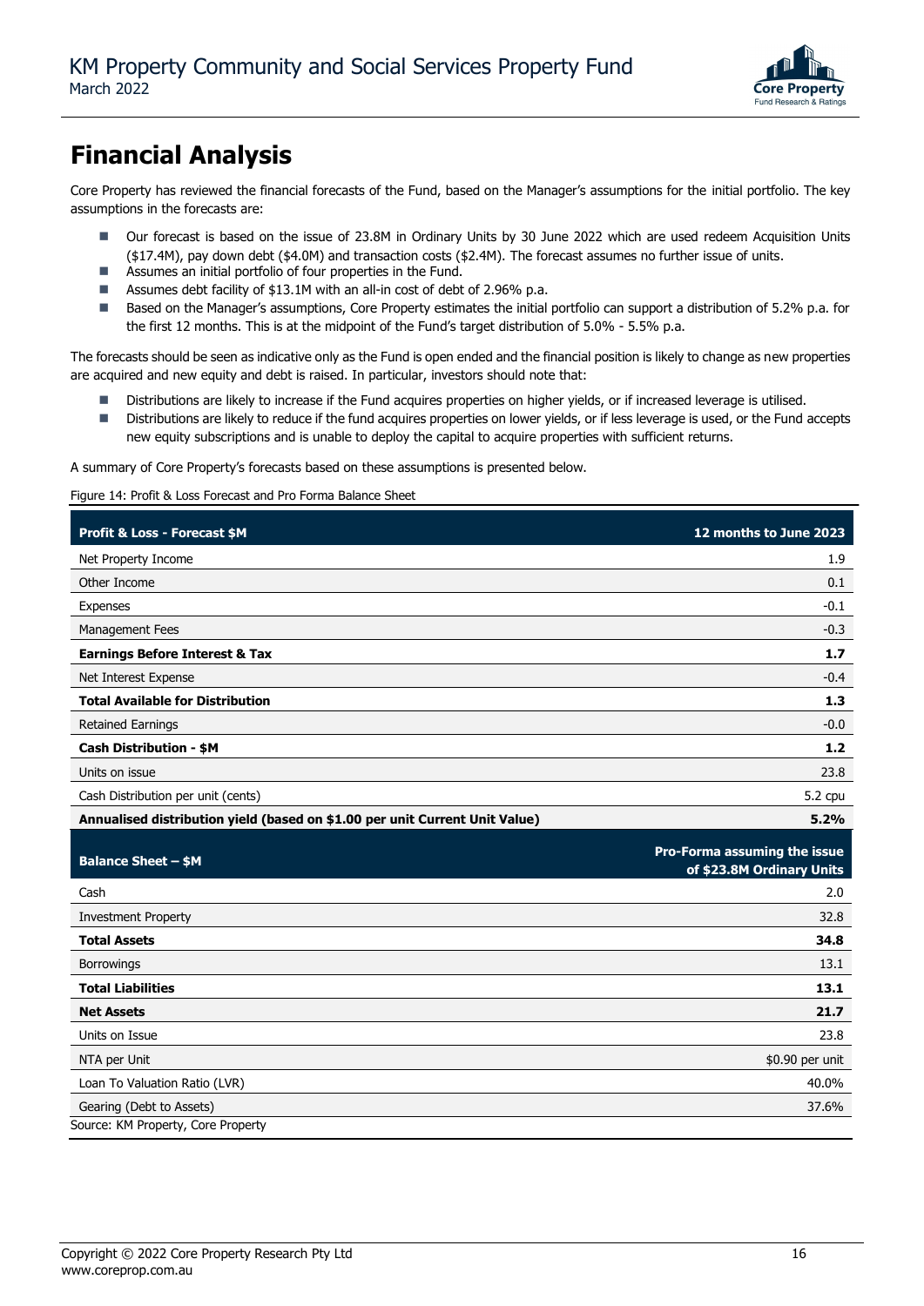# Financial Analysis

Core Property has reviewed the financial forecasts of the Fund, based on the Manager's assumptions for the initial portfolio. The key assumptions in the forecasts are:

- Our forecast is based on the issue of 23.8M in Ordinary Units by 30 June 2022 which are used redeem Acquisition Units ($17.4M), pay down debt ($4.0M) and transaction costs ($2.4M). The forecast assumes no further issue of units.
- Assumes an initial portfolio of four properties in the Fund.
- Assumes debt facility of $13.1M with an all-in cost of debt of 2.96% p.a.
- Based on the Manager's assumptions, Core Property estimates the initial portfolio can support a distribution of 5.2% p.a. for the first 12 months. This is at the midpoint of the Fund's target distribution of 5.0% - 5.5% p.a.

The forecasts should be seen as indicative only as the Fund is open ended and the financial position is likely to change as new properties are acquired and new equity and debt is raised. In particular, investors should note that:

- Distributions are likely to increase if the Fund acquires properties on higher yields, or if increased leverage is utilised.
- Distributions are likely to reduce if the fund acquires properties on lower yields, or if less leverage is used, or the Fund accepts new equity subscriptions and is unable to deploy the capital to acquire properties with sufficient returns.

A summary of Core Property's forecasts based on these assumptions is presented below.

Figure 14: Profit & Loss Forecast and Pro Forma Balance Sheet

| **Profit & Loss - Forecast $M** | **12 months to June 2023** |
|---|---|
| Net Property Income | 1.9 |
| Other Income | 0.1 |
| Expenses | -0.1 |
| Management Fees | -0.3 |
| **Earnings Before Interest & Tax** | **1.7** |
| Net Interest Expense | -0.4 |
| **Total Available for Distribution** | **1.3** |
| Retained Earnings | -0.0 |
| **Cash Distribution - $M** | **1.2** |
| Units on issue | 23.8 |
| Cash Distribution per unit (cents) | 5.2 cpu |
| **Annualised distribution yield (based on $1.00 per unit Current Unit Value)** | **5.2%** |

| **Balance Sheet – $M** | **Pro-Forma assuming the issue of $23.8M Ordinary Units** |
|---|---|
| Cash | 2.0 |
| Investment Property | 32.8 |
| **Total Assets** | **34.8** |
| Borrowings | 13.1 |
| **Total Liabilities** | **13.1** |
| **Net Assets** | **21.7** |
| Units on Issue | 23.8 |
| NTA per Unit | $0.90 per unit |
| Loan To Valuation Ratio (LVR) | 40.0% |
| Gearing (Debt to Assets) | 37.6% |

Source: KM Property, Core Property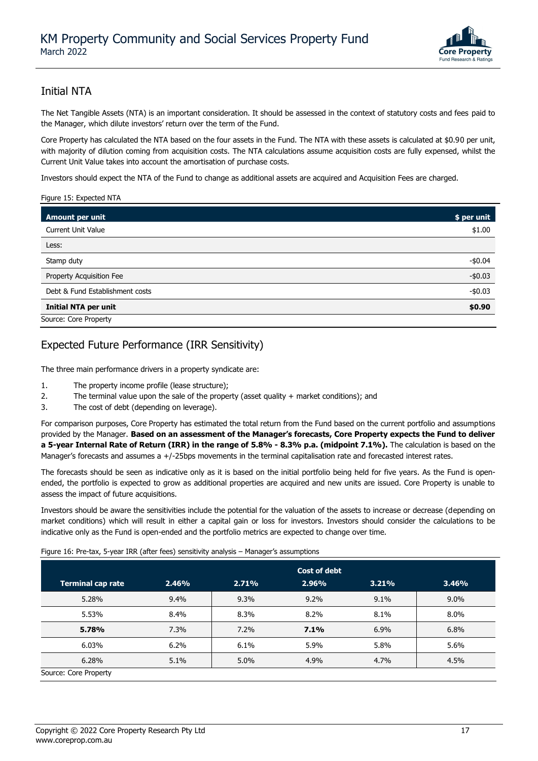## Initial NTA

The Net Tangible Assets (NTA) is an important consideration. It should be assessed in the context of statutory costs and fees paid to the Manager, which dilute investors' return over the term of the Fund.

Core Property has calculated the NTA based on the four assets in the Fund. The NTA with these assets is calculated at $0.90 per unit, with majority of dilution coming from acquisition costs. The NTA calculations assume acquisition costs are fully expensed, whilst the Current Unit Value takes into account the amortisation of purchase costs.

Investors should expect the NTA of the Fund to change as additional assets are acquired and Acquisition Fees are charged.

Figure 15: Expected NTA

| Amount per unit | $ per unit |
|---|---|
| Current Unit Value | $1.00 |
| Less: | |
| Stamp duty | -$0.04 |
| Property Acquisition Fee | -$0.03 |
| Debt & Fund Establishment costs | -$0.03 |
| **Initial NTA per unit** | **$0.90** |

Source: Core Property

## Expected Future Performance (IRR Sensitivity)

The three main performance drivers in a property syndicate are:

1. The property income profile (lease structure);
2. The terminal value upon the sale of the property (asset quality + market conditions); and
3. The cost of debt (depending on leverage).

For comparison purposes, Core Property has estimated the total return from the Fund based on the current portfolio and assumptions provided by the Manager. **Based on an assessment of the Manager's forecasts, Core Property expects the Fund to deliver a 5-year Internal Rate of Return (IRR) in the range of 5.8% - 8.3% p.a. (midpoint 7.1%).** The calculation is based on the Manager's forecasts and assumes a +/-25bps movements in the terminal capitalisation rate and forecasted interest rates.

The forecasts should be seen as indicative only as it is based on the initial portfolio being held for five years. As the Fund is open-ended, the portfolio is expected to grow as additional properties are acquired and new units are issued. Core Property is unable to assess the impact of future acquisitions.

Investors should be aware the sensitivities include the potential for the valuation of the assets to increase or decrease (depending on market conditions) which will result in either a capital gain or loss for investors. Investors should consider the calculations to be indicative only as the Fund is open-ended and the portfolio metrics are expected to change over time.

Figure 16: Pre-tax, 5-year IRR (after fees) sensitivity analysis – Manager's assumptions

| | Cost of debt | | | | |
|---|---|---|---|---|---|
| **Terminal cap rate** | **2.46%** | **2.71%** | **2.96%** | **3.21%** | **3.46%** |
| 5.28% | 9.4% | 9.3% | 9.2% | 9.1% | 9.0% |
| 5.53% | 8.4% | 8.3% | 8.2% | 8.1% | 8.0% |
| **5.78%** | 7.3% | 7.2% | **7.1%** | 6.9% | 6.8% |
| 6.03% | 6.2% | 6.1% | 5.9% | 5.8% | 5.6% |
| 6.28% | 5.1% | 5.0% | 4.9% | 4.7% | 4.5% |

Source: Core Property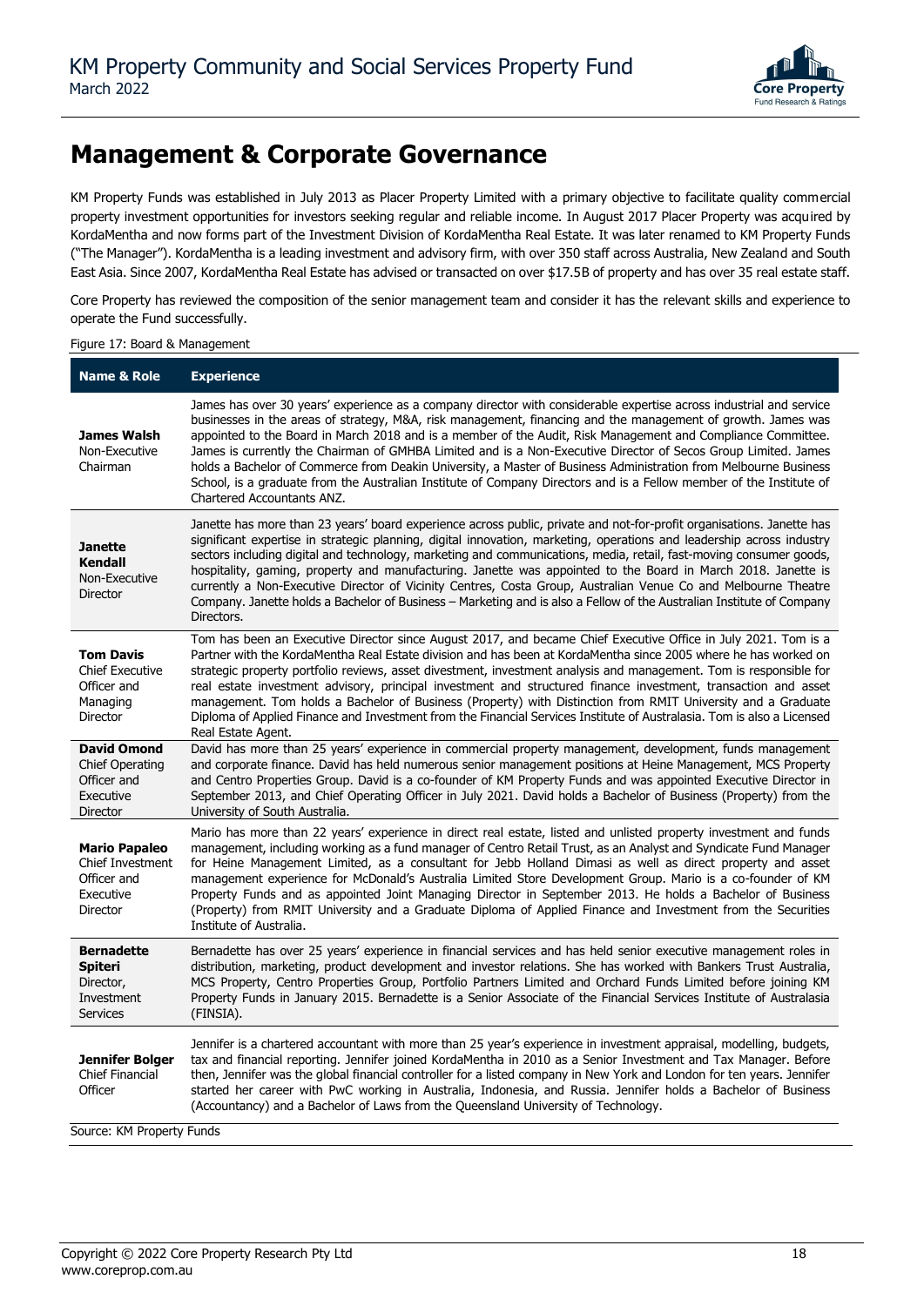# Management & Corporate Governance

KM Property Funds was established in July 2013 as Placer Property Limited with a primary objective to facilitate quality commercial property investment opportunities for investors seeking regular and reliable income. In August 2017 Placer Property was acquired by KordaMentha and now forms part of the Investment Division of KordaMentha Real Estate. It was later renamed to KM Property Funds ("The Manager"). KordaMentha is a leading investment and advisory firm, with over 350 staff across Australia, New Zealand and South East Asia. Since 2007, KordaMentha Real Estate has advised or transacted on over $17.5B of property and has over 35 real estate staff.

Core Property has reviewed the composition of the senior management team and consider it has the relevant skills and experience to operate the Fund successfully.

Figure 17: Board & Management

| Name & Role | Experience |
|---|---|
| **James Walsh** Non-Executive Chairman | James has over 30 years' experience as a company director with considerable expertise across industrial and service businesses in the areas of strategy, M&A, risk management, financing and the management of growth. James was appointed to the Board in March 2018 and is a member of the Audit, Risk Management and Compliance Committee. James is currently the Chairman of GMHBA Limited and is a Non-Executive Director of Secos Group Limited. James holds a Bachelor of Commerce from Deakin University, a Master of Business Administration from Melbourne Business School, is a graduate from the Australian Institute of Company Directors and is a Fellow member of the Institute of Chartered Accountants ANZ. |
| **Janette Kendall** Non-Executive Director | Janette has more than 23 years' board experience across public, private and not-for-profit organisations. Janette has significant expertise in strategic planning, digital innovation, marketing, operations and leadership across industry sectors including digital and technology, marketing and communications, media, retail, fast-moving consumer goods, hospitality, gaming, property and manufacturing. Janette was appointed to the Board in March 2018. Janette is currently a Non-Executive Director of Vicinity Centres, Costa Group, Australian Venue Co and Melbourne Theatre Company. Janette holds a Bachelor of Business – Marketing and is also a Fellow of the Australian Institute of Company Directors. |
| **Tom Davis** Chief Executive Officer and Managing Director | Tom has been an Executive Director since August 2017, and became Chief Executive Office in July 2021. Tom is a Partner with the KordaMentha Real Estate division and has been at KordaMentha since 2005 where he has worked on strategic property portfolio reviews, asset divestment, investment analysis and management. Tom is responsible for real estate investment advisory, principal investment and structured finance investment, transaction and asset management. Tom holds a Bachelor of Business (Property) with Distinction from RMIT University and a Graduate Diploma of Applied Finance and Investment from the Financial Services Institute of Australasia. Tom is also a Licensed Real Estate Agent. |
| **David Omond** Chief Operating Officer and Executive Director | David has more than 25 years' experience in commercial property management, development, funds management and corporate finance. David has held numerous senior management positions at Heine Management, MCS Property and Centro Properties Group. David is a co-founder of KM Property Funds and was appointed Executive Director in September 2013, and Chief Operating Officer in July 2021. David holds a Bachelor of Business (Property) from the University of South Australia. |
| **Mario Papaleo** Chief Investment Officer and Executive Director | Mario has more than 22 years' experience in direct real estate, listed and unlisted property investment and funds management, including working as a fund manager of Centro Retail Trust, as an Analyst and Syndicate Fund Manager for Heine Management Limited, as a consultant for Jebb Holland Dimasi as well as direct property and asset management experience for McDonald's Australia Limited Store Development Group. Mario is a co-founder of KM Property Funds and as appointed Joint Managing Director in September 2013. He holds a Bachelor of Business (Property) from RMIT University and a Graduate Diploma of Applied Finance and Investment from the Securities Institute of Australia. |
| **Bernadette Spiteri** Director, Investment Services | Bernadette has over 25 years' experience in financial services and has held senior executive management roles in distribution, marketing, product development and investor relations. She has worked with Bankers Trust Australia, MCS Property, Centro Properties Group, Portfolio Partners Limited and Orchard Funds Limited before joining KM Property Funds in January 2015. Bernadette is a Senior Associate of the Financial Services Institute of Australasia (FINSIA). |
| **Jennifer Bolger** Chief Financial Officer | Jennifer is a chartered accountant with more than 25 year's experience in investment appraisal, modelling, budgets, tax and financial reporting. Jennifer joined KordaMentha in 2010 as a Senior Investment and Tax Manager. Before then, Jennifer was the global financial controller for a listed company in New York and London for ten years. Jennifer started her career with PwC working in Australia, Indonesia, and Russia. Jennifer holds a Bachelor of Business (Accountancy) and a Bachelor of Laws from the Queensland University of Technology. |

Source: KM Property Funds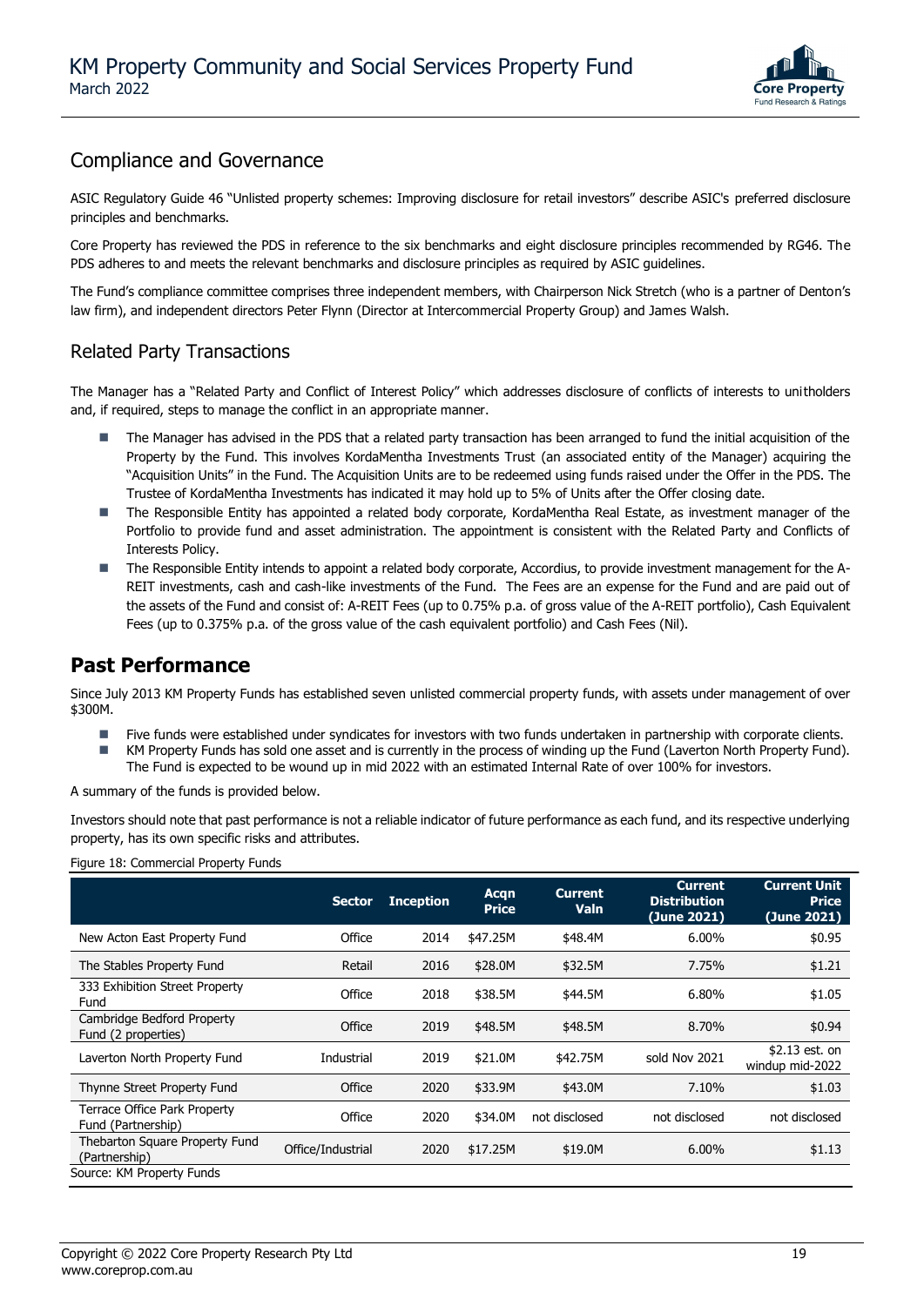## Compliance and Governance

ASIC Regulatory Guide 46 "Unlisted property schemes: Improving disclosure for retail investors" describe ASIC's preferred disclosure principles and benchmarks.

Core Property has reviewed the PDS in reference to the six benchmarks and eight disclosure principles recommended by RG46. The PDS adheres to and meets the relevant benchmarks and disclosure principles as required by ASIC guidelines.

The Fund's compliance committee comprises three independent members, with Chairperson Nick Stretch (who is a partner of Denton's law firm), and independent directors Peter Flynn (Director at Intercommercial Property Group) and James Walsh.

## Related Party Transactions

The Manager has a "Related Party and Conflict of Interest Policy" which addresses disclosure of conflicts of interests to unitholders and, if required, steps to manage the conflict in an appropriate manner.

- The Manager has advised in the PDS that a related party transaction has been arranged to fund the initial acquisition of the Property by the Fund. This involves KordaMentha Investments Trust (an associated entity of the Manager) acquiring the "Acquisition Units" in the Fund. The Acquisition Units are to be redeemed using funds raised under the Offer in the PDS. The Trustee of KordaMentha Investments has indicated it may hold up to 5% of Units after the Offer closing date.
- The Responsible Entity has appointed a related body corporate, KordaMentha Real Estate, as investment manager of the Portfolio to provide fund and asset administration. The appointment is consistent with the Related Party and Conflicts of Interests Policy.
- The Responsible Entity intends to appoint a related body corporate, Accordius, to provide investment management for the A-REIT investments, cash and cash-like investments of the Fund. The Fees are an expense for the Fund and are paid out of the assets of the Fund and consist of: A-REIT Fees (up to 0.75% p.a. of gross value of the A-REIT portfolio), Cash Equivalent Fees (up to 0.375% p.a. of the gross value of the cash equivalent portfolio) and Cash Fees (Nil).

# Past Performance

Since July 2013 KM Property Funds has established seven unlisted commercial property funds, with assets under management of over $300M.

- Five funds were established under syndicates for investors with two funds undertaken in partnership with corporate clients.
- KM Property Funds has sold one asset and is currently in the process of winding up the Fund (Laverton North Property Fund). The Fund is expected to be wound up in mid 2022 with an estimated Internal Rate of over 100% for investors.

A summary of the funds is provided below.

Investors should note that past performance is not a reliable indicator of future performance as each fund, and its respective underlying property, has its own specific risks and attributes.

Figure 18: Commercial Property Funds

| | Sector | Inception | Acqn Price | Current Valn | Current Distribution (June 2021) | Current Unit Price (June 2021) |
|---|---|---|---|---|---|---|
| New Acton East Property Fund | Office | 2014 | $47.25M | $48.4M | 6.00% | $0.95 |
| The Stables Property Fund | Retail | 2016 | $28.0M | $32.5M | 7.75% | $1.21 |
| 333 Exhibition Street Property Fund | Office | 2018 | $38.5M | $44.5M | 6.80% | $1.05 |
| Cambridge Bedford Property Fund (2 properties) | Office | 2019 | $48.5M | $48.5M | 8.70% | $0.94 |
| Laverton North Property Fund | Industrial | 2019 | $21.0M | $42.75M | sold Nov 2021 | $2.13 est. on windup mid-2022 |
| Thynne Street Property Fund | Office | 2020 | $33.9M | $43.0M | 7.10% | $1.03 |
| Terrace Office Park Property Fund (Partnership) | Office | 2020 | $34.0M | not disclosed | not disclosed | not disclosed |
| Thebarton Square Property Fund (Partnership) | Office/Industrial | 2020 | $17.25M | $19.0M | 6.00% | $1.13 |

Source: KM Property Funds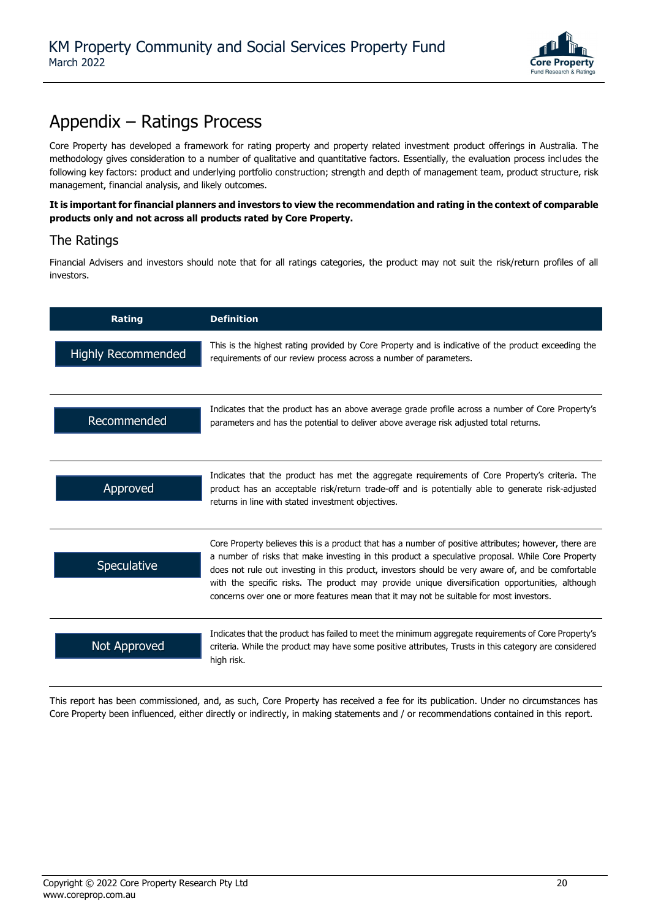# Appendix – Ratings Process

Core Property has developed a framework for rating property and property related investment product offerings in Australia. The methodology gives consideration to a number of qualitative and quantitative factors. Essentially, the evaluation process includes the following key factors: product and underlying portfolio construction; strength and depth of management team, product structure, risk management, financial analysis, and likely outcomes.

**It is important for financial planners and investors to view the recommendation and rating in the context of comparable products only and not across all products rated by Core Property.**

## The Ratings

Financial Advisers and investors should note that for all ratings categories, the product may not suit the risk/return profiles of all investors.

| Rating | Definition |
| --- | --- |
| Highly Recommended | This is the highest rating provided by Core Property and is indicative of the product exceeding the requirements of our review process across a number of parameters. |
| Recommended | Indicates that the product has an above average grade profile across a number of Core Property's parameters and has the potential to deliver above average risk adjusted total returns. |
| Approved | Indicates that the product has met the aggregate requirements of Core Property's criteria. The product has an acceptable risk/return trade-off and is potentially able to generate risk-adjusted returns in line with stated investment objectives. |
| Speculative | Core Property believes this is a product that has a number of positive attributes; however, there are a number of risks that make investing in this product a speculative proposal. While Core Property does not rule out investing in this product, investors should be very aware of, and be comfortable with the specific risks. The product may provide unique diversification opportunities, although concerns over one or more features mean that it may not be suitable for most investors. |
| Not Approved | Indicates that the product has failed to meet the minimum aggregate requirements of Core Property's criteria. While the product may have some positive attributes, Trusts in this category are considered high risk. |

This report has been commissioned, and, as such, Core Property has received a fee for its publication. Under no circumstances has Core Property been influenced, either directly or indirectly, in making statements and / or recommendations contained in this report.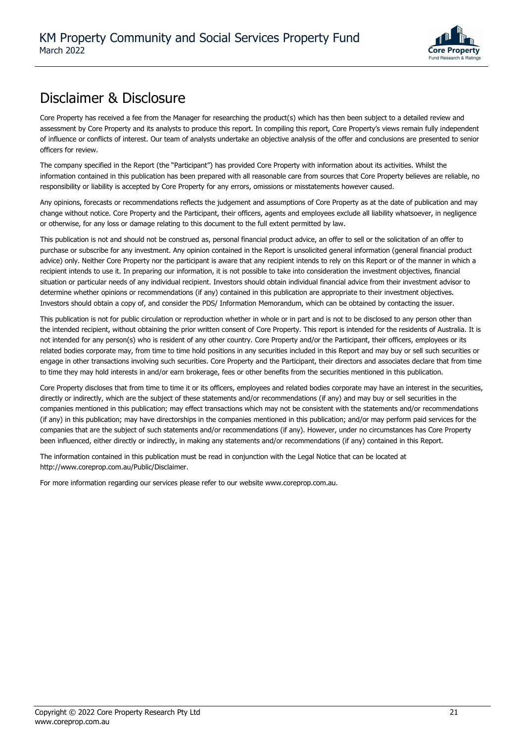# Disclaimer & Disclosure

Core Property has received a fee from the Manager for researching the product(s) which has then been subject to a detailed review and assessment by Core Property and its analysts to produce this report. In compiling this report, Core Property's views remain fully independent of influence or conflicts of interest. Our team of analysts undertake an objective analysis of the offer and conclusions are presented to senior officers for review.

The company specified in the Report (the "Participant") has provided Core Property with information about its activities. Whilst the information contained in this publication has been prepared with all reasonable care from sources that Core Property believes are reliable, no responsibility or liability is accepted by Core Property for any errors, omissions or misstatements however caused.

Any opinions, forecasts or recommendations reflects the judgement and assumptions of Core Property as at the date of publication and may change without notice. Core Property and the Participant, their officers, agents and employees exclude all liability whatsoever, in negligence or otherwise, for any loss or damage relating to this document to the full extent permitted by law.

This publication is not and should not be construed as, personal financial product advice, an offer to sell or the solicitation of an offer to purchase or subscribe for any investment. Any opinion contained in the Report is unsolicited general information (general financial product advice) only. Neither Core Property nor the participant is aware that any recipient intends to rely on this Report or of the manner in which a recipient intends to use it. In preparing our information, it is not possible to take into consideration the investment objectives, financial situation or particular needs of any individual recipient. Investors should obtain individual financial advice from their investment advisor to determine whether opinions or recommendations (if any) contained in this publication are appropriate to their investment objectives. Investors should obtain a copy of, and consider the PDS/ Information Memorandum, which can be obtained by contacting the issuer.

This publication is not for public circulation or reproduction whether in whole or in part and is not to be disclosed to any person other than the intended recipient, without obtaining the prior written consent of Core Property. This report is intended for the residents of Australia. It is not intended for any person(s) who is resident of any other country. Core Property and/or the Participant, their officers, employees or its related bodies corporate may, from time to time hold positions in any securities included in this Report and may buy or sell such securities or engage in other transactions involving such securities. Core Property and the Participant, their directors and associates declare that from time to time they may hold interests in and/or earn brokerage, fees or other benefits from the securities mentioned in this publication.

Core Property discloses that from time to time it or its officers, employees and related bodies corporate may have an interest in the securities, directly or indirectly, which are the subject of these statements and/or recommendations (if any) and may buy or sell securities in the companies mentioned in this publication; may effect transactions which may not be consistent with the statements and/or recommendations (if any) in this publication; may have directorships in the companies mentioned in this publication; and/or may perform paid services for the companies that are the subject of such statements and/or recommendations (if any). However, under no circumstances has Core Property been influenced, either directly or indirectly, in making any statements and/or recommendations (if any) contained in this Report.

The information contained in this publication must be read in conjunction with the Legal Notice that can be located at http://www.coreprop.com.au/Public/Disclaimer.

For more information regarding our services please refer to our website www.coreprop.com.au.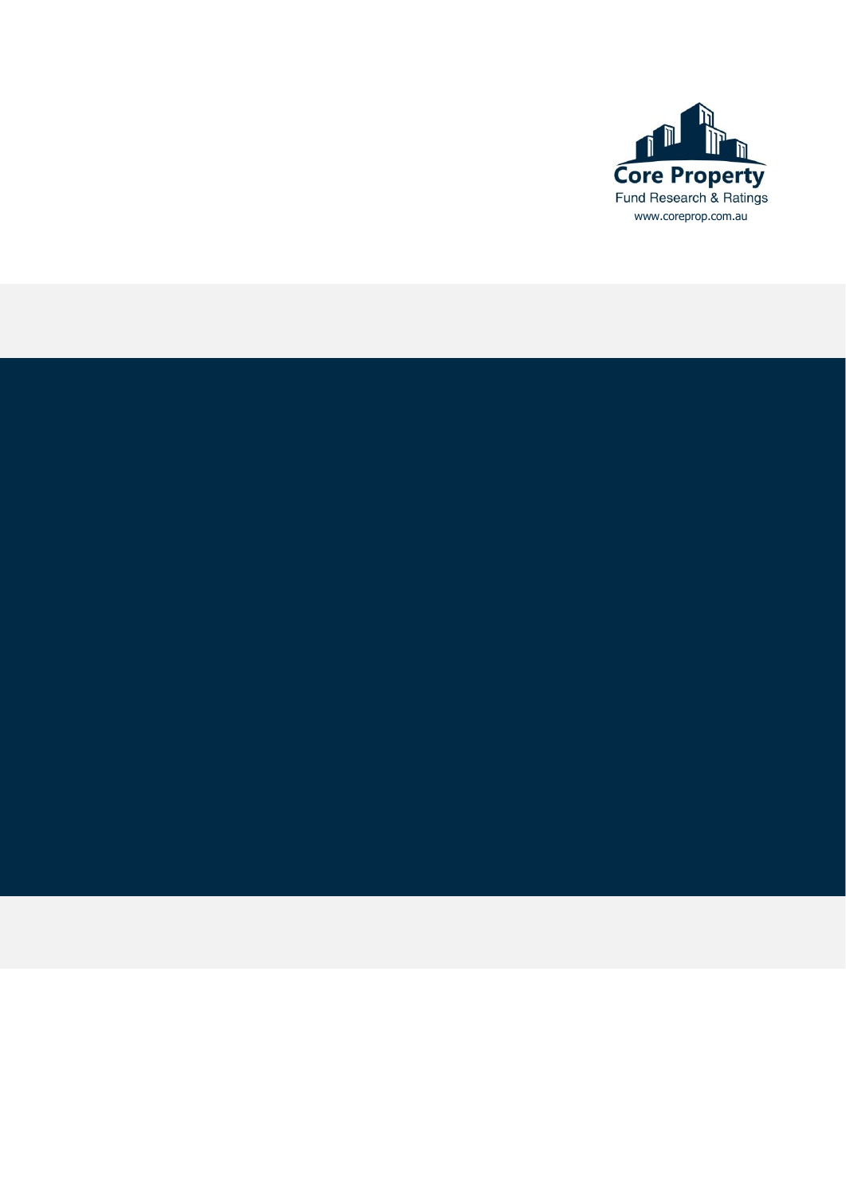Core Property

Fund Research & Ratings

www.coreprop.com.au